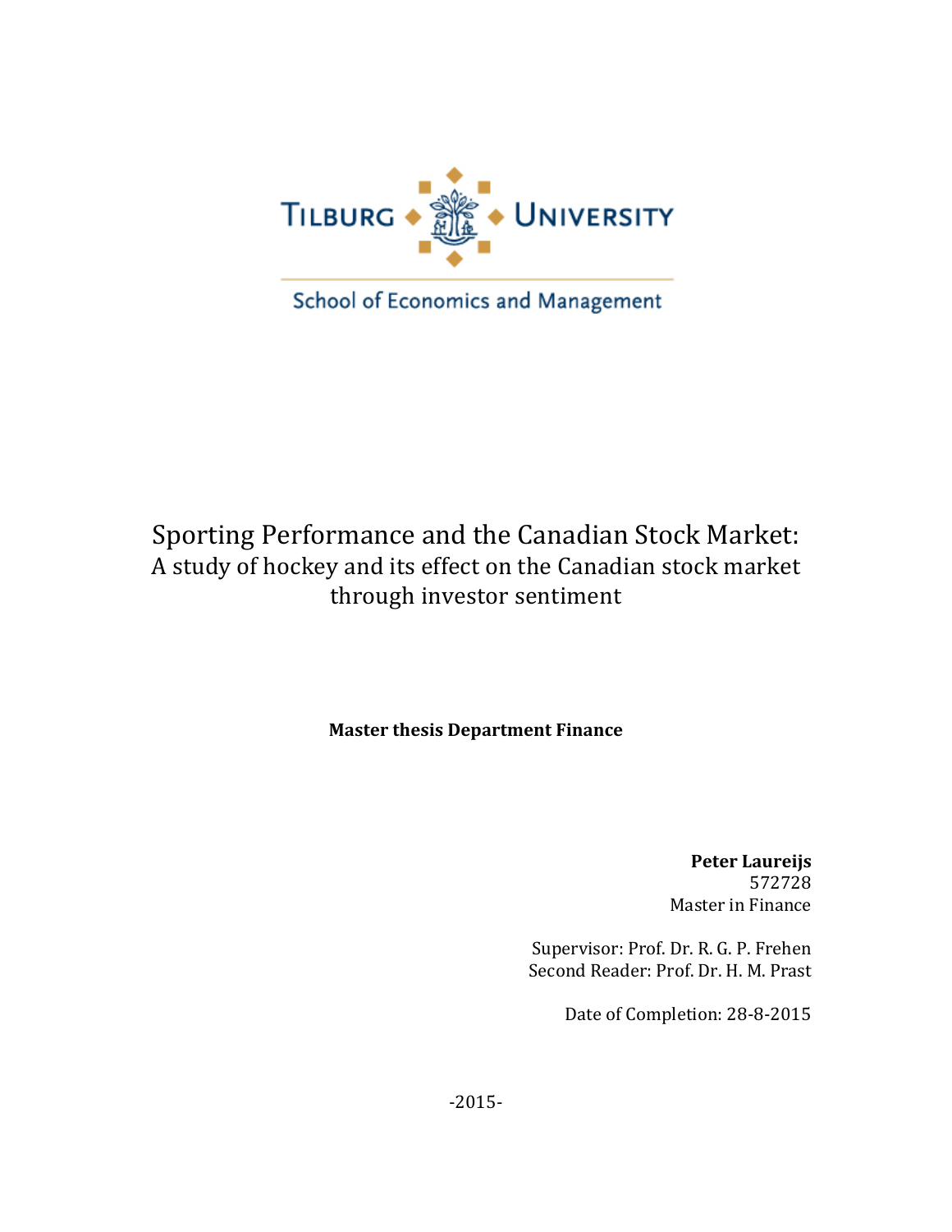TILBURG UNIVERSITY

School of Economics and Management

# Sporting Performance and the Canadian Stock Market:

## A study of hockey and its effect on the Canadian stock market through investor sentiment

**Master thesis Department Finance**

**Peter Laureijs**
572728
Master in Finance

Supervisor: Prof. Dr. R. G. P. Frehen
Second Reader: Prof. Dr. H. M. Prast

Date of Completion: 28-8-2015

-2015-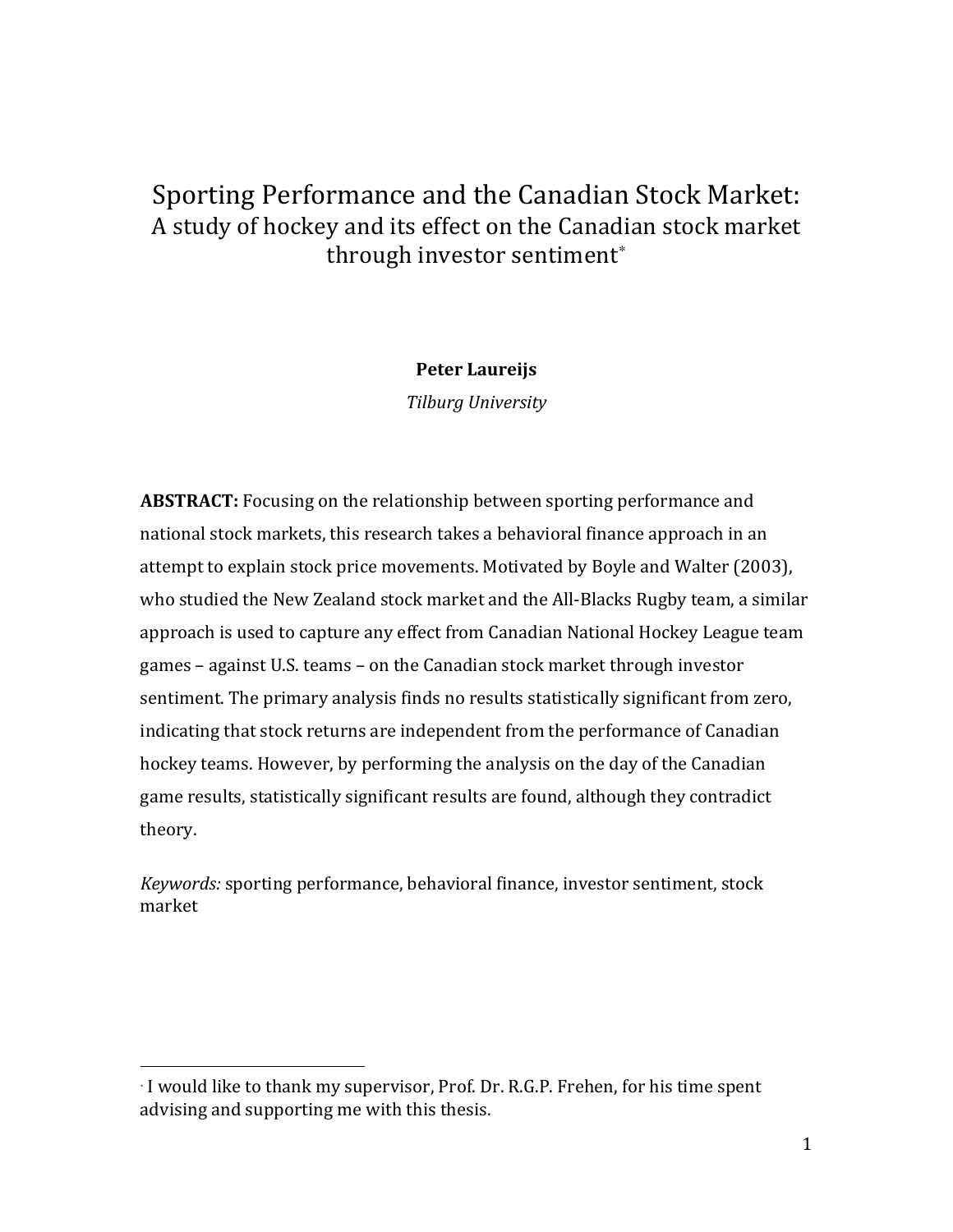# Sporting Performance and the Canadian Stock Market:

## A study of hockey and its effect on the Canadian stock market through investor sentiment*

**Peter Laureijs**

*Tilburg University*

**ABSTRACT:** Focusing on the relationship between sporting performance and national stock markets, this research takes a behavioral finance approach in an attempt to explain stock price movements. Motivated by Boyle and Walter (2003), who studied the New Zealand stock market and the All-Blacks Rugby team, a similar approach is used to capture any effect from Canadian National Hockey League team games – against U.S. teams – on the Canadian stock market through investor sentiment. The primary analysis finds no results statistically significant from zero, indicating that stock returns are independent from the performance of Canadian hockey teams. However, by performing the analysis on the day of the Canadian game results, statistically significant results are found, although they contradict theory.

*Keywords:* sporting performance, behavioral finance, investor sentiment, stock market

---

* I would like to thank my supervisor, Prof. Dr. R.G.P. Frehen, for his time spent advising and supporting me with this thesis.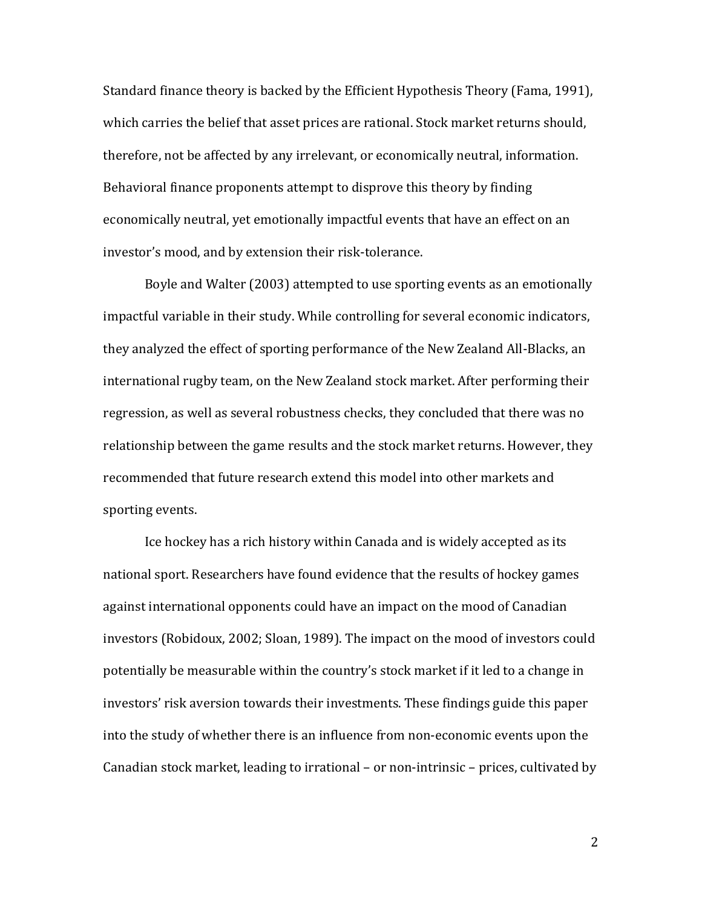Standard finance theory is backed by the Efficient Hypothesis Theory (Fama, 1991), which carries the belief that asset prices are rational. Stock market returns should, therefore, not be affected by any irrelevant, or economically neutral, information. Behavioral finance proponents attempt to disprove this theory by finding economically neutral, yet emotionally impactful events that have an effect on an investor's mood, and by extension their risk-tolerance.

Boyle and Walter (2003) attempted to use sporting events as an emotionally impactful variable in their study. While controlling for several economic indicators, they analyzed the effect of sporting performance of the New Zealand All-Blacks, an international rugby team, on the New Zealand stock market. After performing their regression, as well as several robustness checks, they concluded that there was no relationship between the game results and the stock market returns. However, they recommended that future research extend this model into other markets and sporting events.

Ice hockey has a rich history within Canada and is widely accepted as its national sport. Researchers have found evidence that the results of hockey games against international opponents could have an impact on the mood of Canadian investors (Robidoux, 2002; Sloan, 1989). The impact on the mood of investors could potentially be measurable within the country's stock market if it led to a change in investors' risk aversion towards their investments. These findings guide this paper into the study of whether there is an influence from non-economic events upon the Canadian stock market, leading to irrational – or non-intrinsic – prices, cultivated by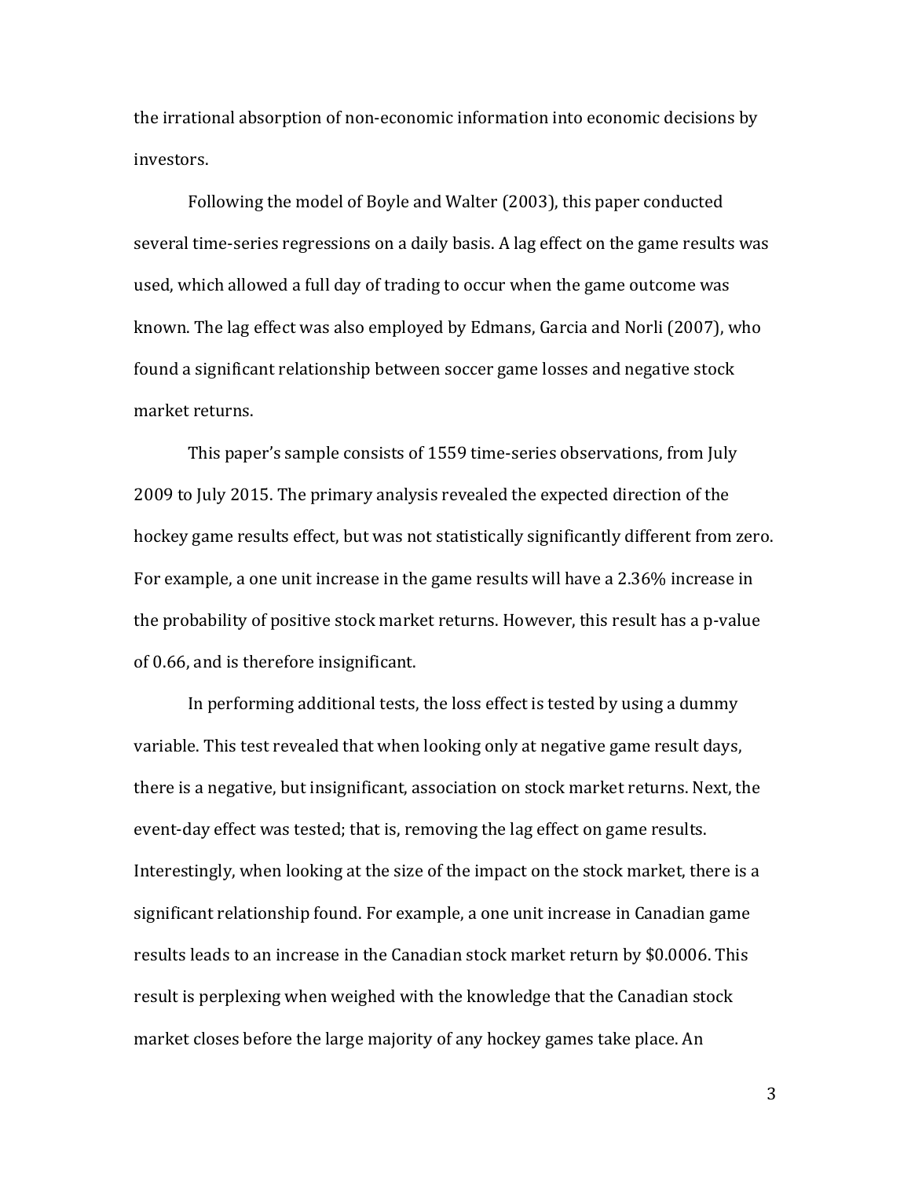the irrational absorption of non-economic information into economic decisions by investors.

Following the model of Boyle and Walter (2003), this paper conducted several time-series regressions on a daily basis. A lag effect on the game results was used, which allowed a full day of trading to occur when the game outcome was known. The lag effect was also employed by Edmans, Garcia and Norli (2007), who found a significant relationship between soccer game losses and negative stock market returns.

This paper's sample consists of 1559 time-series observations, from July 2009 to July 2015. The primary analysis revealed the expected direction of the hockey game results effect, but was not statistically significantly different from zero. For example, a one unit increase in the game results will have a 2.36% increase in the probability of positive stock market returns. However, this result has a p-value of 0.66, and is therefore insignificant.

In performing additional tests, the loss effect is tested by using a dummy variable. This test revealed that when looking only at negative game result days, there is a negative, but insignificant, association on stock market returns. Next, the event-day effect was tested; that is, removing the lag effect on game results. Interestingly, when looking at the size of the impact on the stock market, there is a significant relationship found. For example, a one unit increase in Canadian game results leads to an increase in the Canadian stock market return by $0.0006. This result is perplexing when weighed with the knowledge that the Canadian stock market closes before the large majority of any hockey games take place. An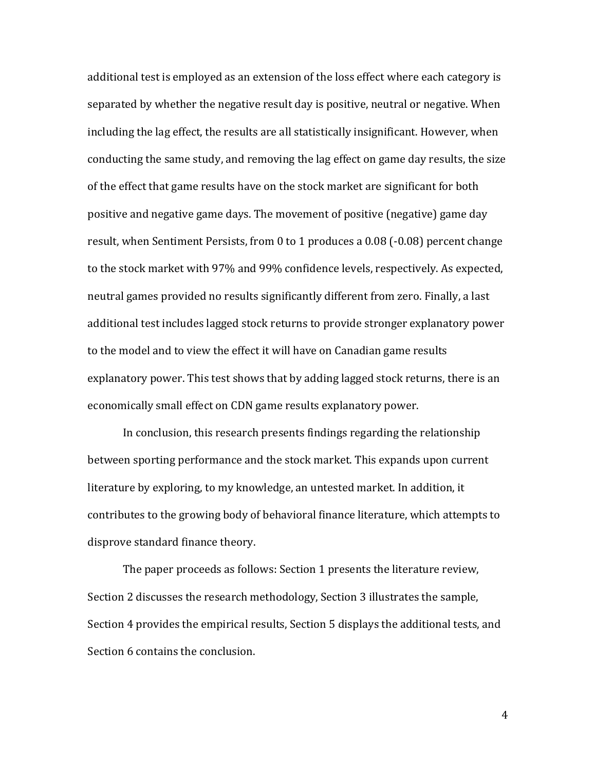additional test is employed as an extension of the loss effect where each category is separated by whether the negative result day is positive, neutral or negative. When including the lag effect, the results are all statistically insignificant. However, when conducting the same study, and removing the lag effect on game day results, the size of the effect that game results have on the stock market are significant for both positive and negative game days. The movement of positive (negative) game day result, when Sentiment Persists, from 0 to 1 produces a 0.08 (-0.08) percent change to the stock market with 97% and 99% confidence levels, respectively. As expected, neutral games provided no results significantly different from zero. Finally, a last additional test includes lagged stock returns to provide stronger explanatory power to the model and to view the effect it will have on Canadian game results explanatory power. This test shows that by adding lagged stock returns, there is an economically small effect on CDN game results explanatory power.

In conclusion, this research presents findings regarding the relationship between sporting performance and the stock market. This expands upon current literature by exploring, to my knowledge, an untested market. In addition, it contributes to the growing body of behavioral finance literature, which attempts to disprove standard finance theory.

The paper proceeds as follows: Section 1 presents the literature review, Section 2 discusses the research methodology, Section 3 illustrates the sample, Section 4 provides the empirical results, Section 5 displays the additional tests, and Section 6 contains the conclusion.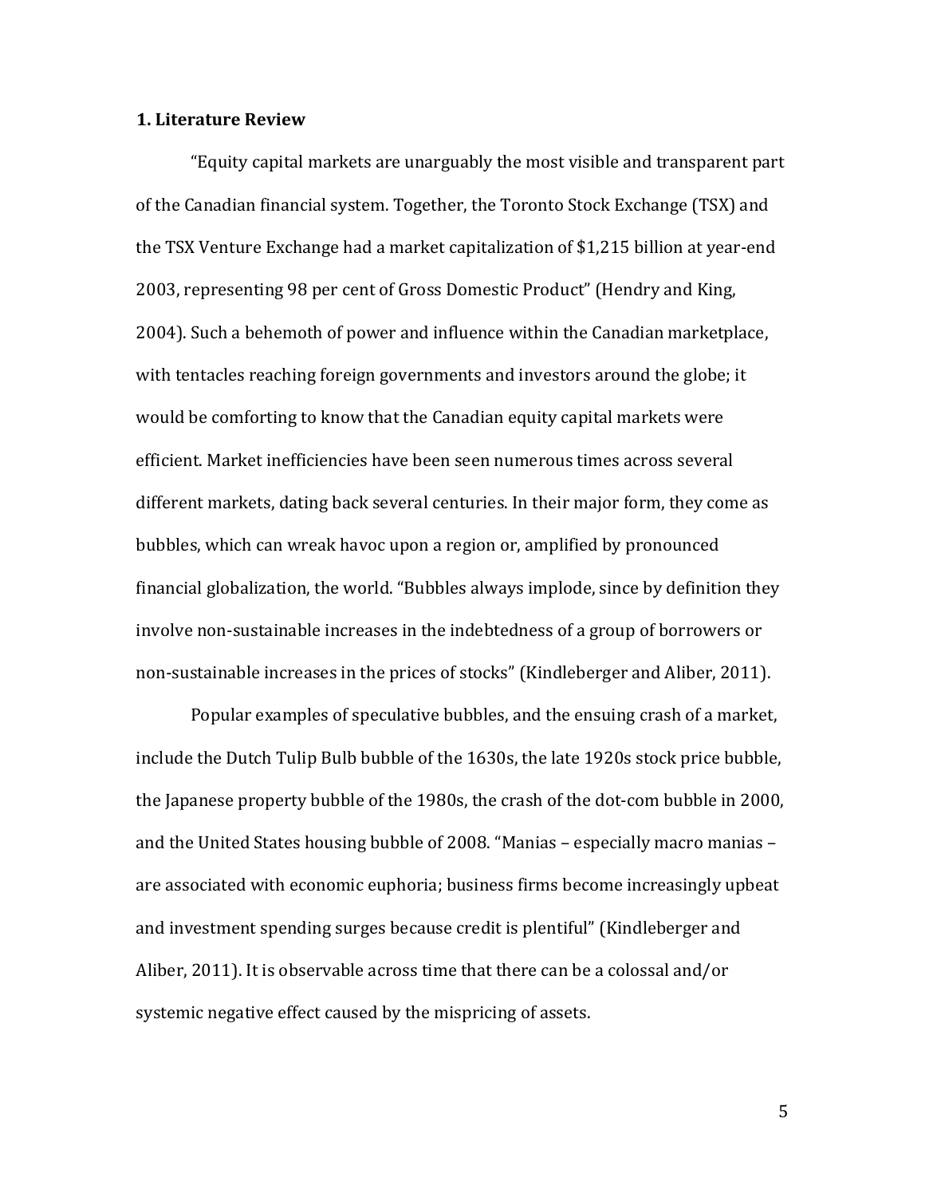## 1. Literature Review

"Equity capital markets are unarguably the most visible and transparent part of the Canadian financial system. Together, the Toronto Stock Exchange (TSX) and the TSX Venture Exchange had a market capitalization of $1,215 billion at year-end 2003, representing 98 per cent of Gross Domestic Product" (Hendry and King, 2004). Such a behemoth of power and influence within the Canadian marketplace, with tentacles reaching foreign governments and investors around the globe; it would be comforting to know that the Canadian equity capital markets were efficient. Market inefficiencies have been seen numerous times across several different markets, dating back several centuries. In their major form, they come as bubbles, which can wreak havoc upon a region or, amplified by pronounced financial globalization, the world. "Bubbles always implode, since by definition they involve non-sustainable increases in the indebtedness of a group of borrowers or non-sustainable increases in the prices of stocks" (Kindleberger and Aliber, 2011).

Popular examples of speculative bubbles, and the ensuing crash of a market, include the Dutch Tulip Bulb bubble of the 1630s, the late 1920s stock price bubble, the Japanese property bubble of the 1980s, the crash of the dot-com bubble in 2000, and the United States housing bubble of 2008. "Manias – especially macro manias – are associated with economic euphoria; business firms become increasingly upbeat and investment spending surges because credit is plentiful" (Kindleberger and Aliber, 2011). It is observable across time that there can be a colossal and/or systemic negative effect caused by the mispricing of assets.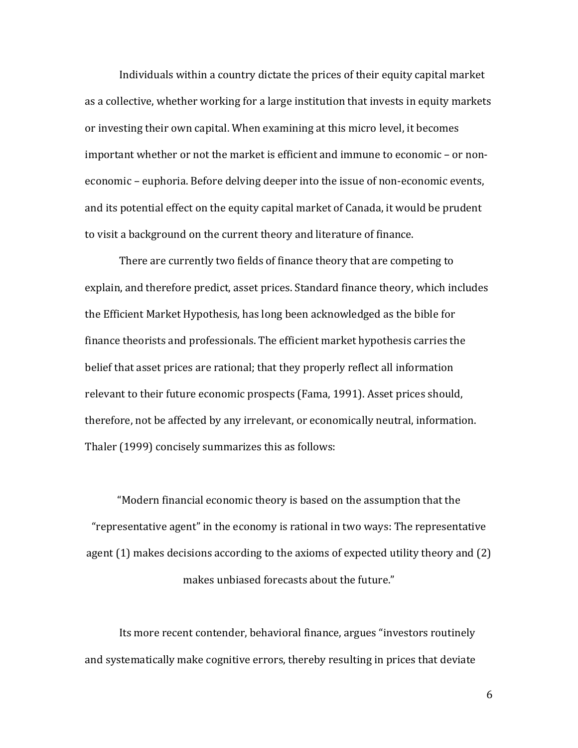Individuals within a country dictate the prices of their equity capital market as a collective, whether working for a large institution that invests in equity markets or investing their own capital. When examining at this micro level, it becomes important whether or not the market is efficient and immune to economic – or non-economic – euphoria. Before delving deeper into the issue of non-economic events, and its potential effect on the equity capital market of Canada, it would be prudent to visit a background on the current theory and literature of finance.

There are currently two fields of finance theory that are competing to explain, and therefore predict, asset prices. Standard finance theory, which includes the Efficient Market Hypothesis, has long been acknowledged as the bible for finance theorists and professionals. The efficient market hypothesis carries the belief that asset prices are rational; that they properly reflect all information relevant to their future economic prospects (Fama, 1991). Asset prices should, therefore, not be affected by any irrelevant, or economically neutral, information. Thaler (1999) concisely summarizes this as follows:

> "Modern financial economic theory is based on the assumption that the "representative agent" in the economy is rational in two ways: The representative agent (1) makes decisions according to the axioms of expected utility theory and (2) makes unbiased forecasts about the future."

Its more recent contender, behavioral finance, argues "investors routinely and systematically make cognitive errors, thereby resulting in prices that deviate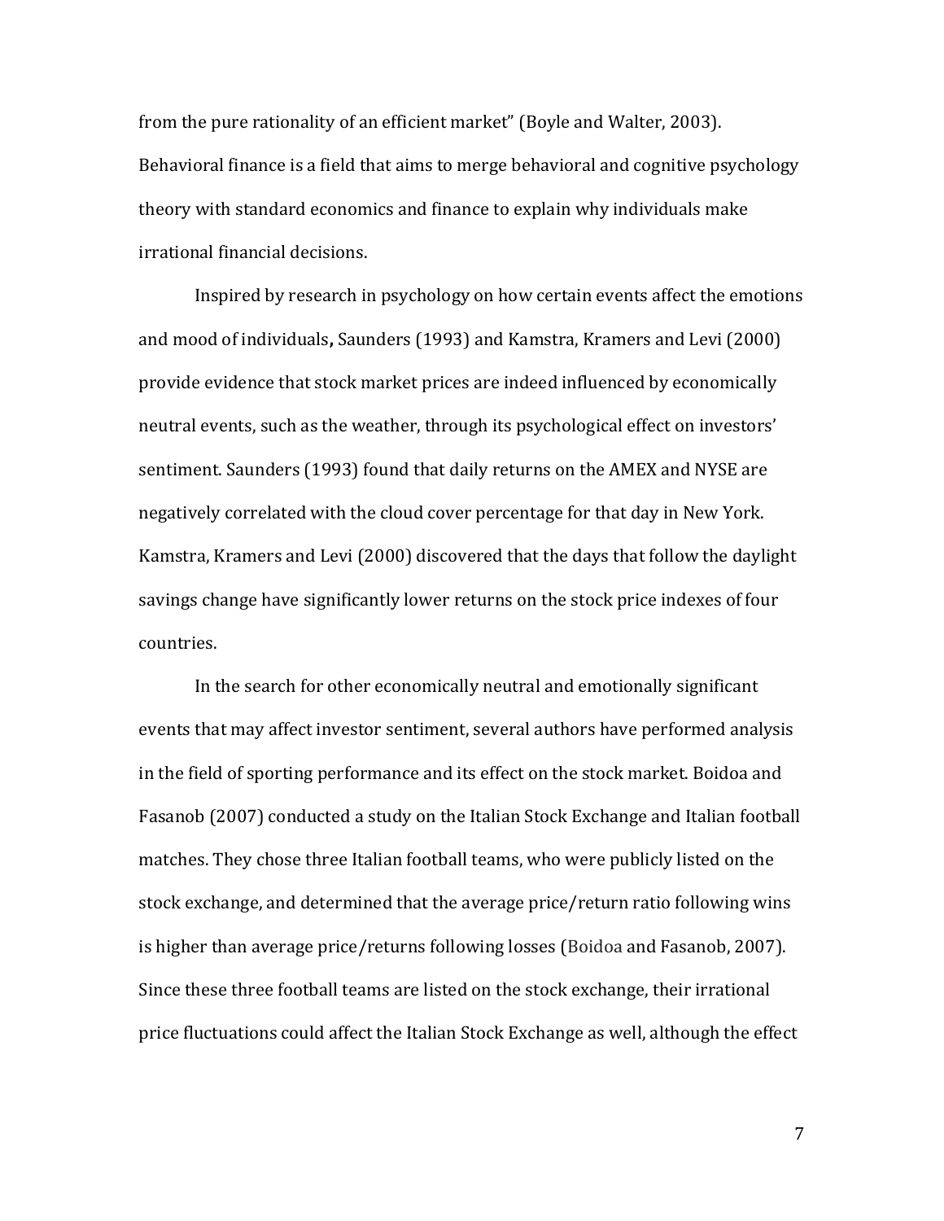from the pure rationality of an efficient market" (Boyle and Walter, 2003). Behavioral finance is a field that aims to merge behavioral and cognitive psychology theory with standard economics and finance to explain why individuals make irrational financial decisions.

Inspired by research in psychology on how certain events affect the emotions and mood of individuals**,** Saunders (1993) and Kamstra, Kramers and Levi (2000) provide evidence that stock market prices are indeed influenced by economically neutral events, such as the weather, through its psychological effect on investors' sentiment. Saunders (1993) found that daily returns on the AMEX and NYSE are negatively correlated with the cloud cover percentage for that day in New York. Kamstra, Kramers and Levi (2000) discovered that the days that follow the daylight savings change have significantly lower returns on the stock price indexes of four countries.

In the search for other economically neutral and emotionally significant events that may affect investor sentiment, several authors have performed analysis in the field of sporting performance and its effect on the stock market. Boidoa and Fasanob (2007) conducted a study on the Italian Stock Exchange and Italian football matches. They chose three Italian football teams, who were publicly listed on the stock exchange, and determined that the average price/return ratio following wins is higher than average price/returns following losses (Boidoa and Fasanob, 2007). Since these three football teams are listed on the stock exchange, their irrational price fluctuations could affect the Italian Stock Exchange as well, although the effect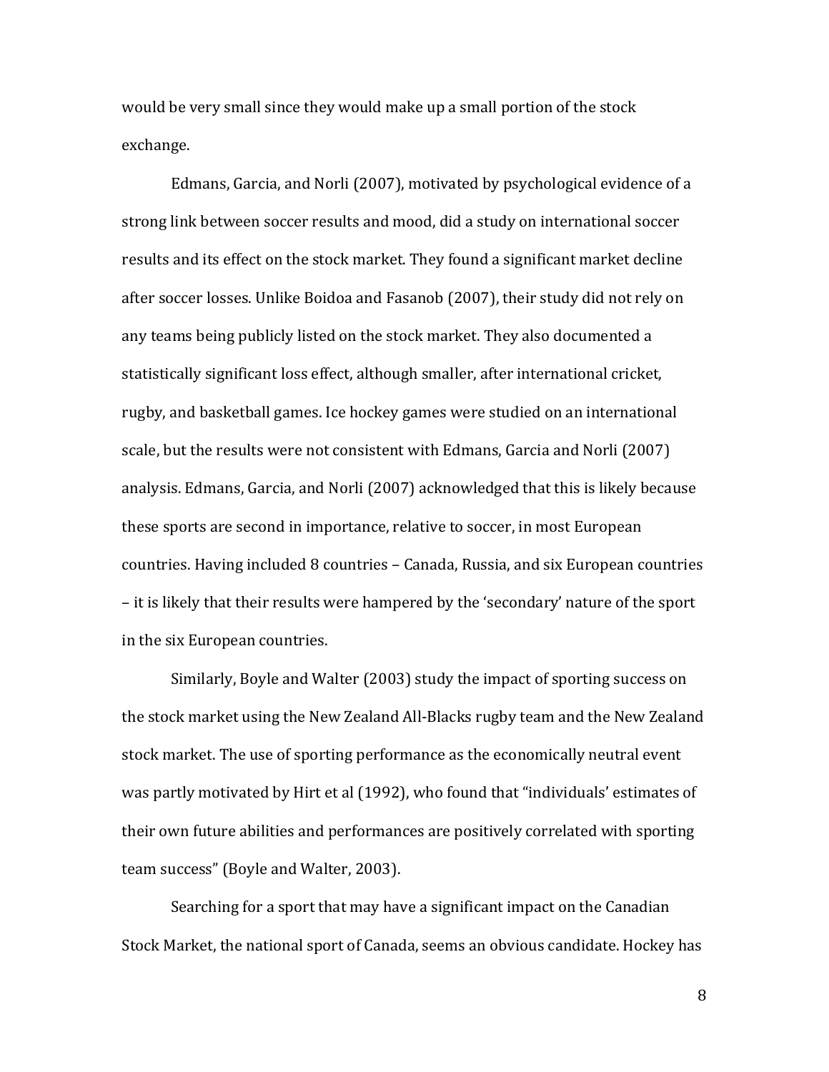would be very small since they would make up a small portion of the stock exchange.

Edmans, Garcia, and Norli (2007), motivated by psychological evidence of a strong link between soccer results and mood, did a study on international soccer results and its effect on the stock market. They found a significant market decline after soccer losses. Unlike Boidoa and Fasanob (2007), their study did not rely on any teams being publicly listed on the stock market. They also documented a statistically significant loss effect, although smaller, after international cricket, rugby, and basketball games. Ice hockey games were studied on an international scale, but the results were not consistent with Edmans, Garcia and Norli (2007) analysis. Edmans, Garcia, and Norli (2007) acknowledged that this is likely because these sports are second in importance, relative to soccer, in most European countries. Having included 8 countries – Canada, Russia, and six European countries – it is likely that their results were hampered by the 'secondary' nature of the sport in the six European countries.

Similarly, Boyle and Walter (2003) study the impact of sporting success on the stock market using the New Zealand All-Blacks rugby team and the New Zealand stock market. The use of sporting performance as the economically neutral event was partly motivated by Hirt et al (1992), who found that "individuals' estimates of their own future abilities and performances are positively correlated with sporting team success" (Boyle and Walter, 2003).

Searching for a sport that may have a significant impact on the Canadian Stock Market, the national sport of Canada, seems an obvious candidate. Hockey has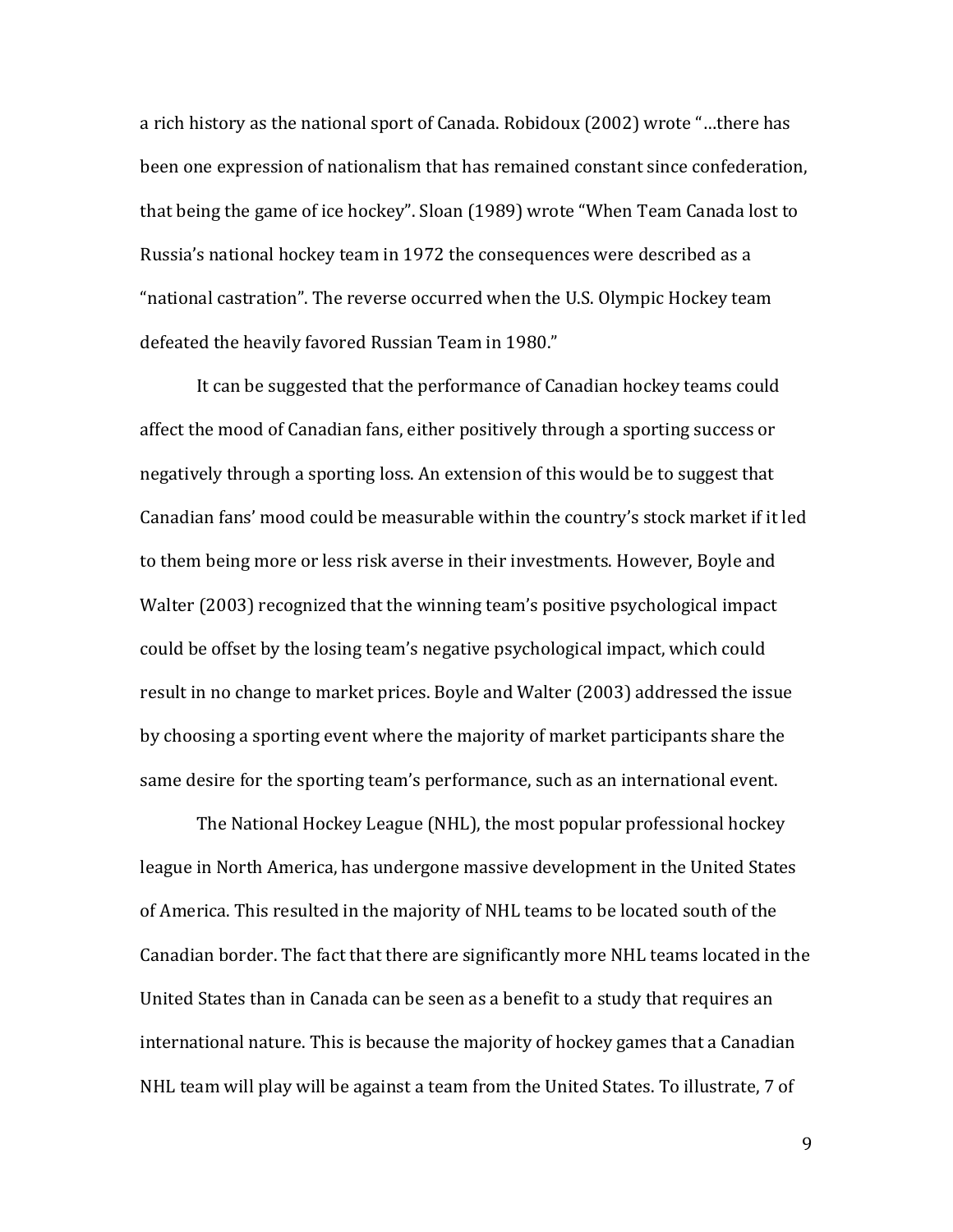a rich history as the national sport of Canada. Robidoux (2002) wrote "…there has been one expression of nationalism that has remained constant since confederation, that being the game of ice hockey". Sloan (1989) wrote "When Team Canada lost to Russia's national hockey team in 1972 the consequences were described as a "national castration". The reverse occurred when the U.S. Olympic Hockey team defeated the heavily favored Russian Team in 1980."

It can be suggested that the performance of Canadian hockey teams could affect the mood of Canadian fans, either positively through a sporting success or negatively through a sporting loss. An extension of this would be to suggest that Canadian fans' mood could be measurable within the country's stock market if it led to them being more or less risk averse in their investments. However, Boyle and Walter (2003) recognized that the winning team's positive psychological impact could be offset by the losing team's negative psychological impact, which could result in no change to market prices. Boyle and Walter (2003) addressed the issue by choosing a sporting event where the majority of market participants share the same desire for the sporting team's performance, such as an international event.

The National Hockey League (NHL), the most popular professional hockey league in North America, has undergone massive development in the United States of America. This resulted in the majority of NHL teams to be located south of the Canadian border. The fact that there are significantly more NHL teams located in the United States than in Canada can be seen as a benefit to a study that requires an international nature. This is because the majority of hockey games that a Canadian NHL team will play will be against a team from the United States. To illustrate, 7 of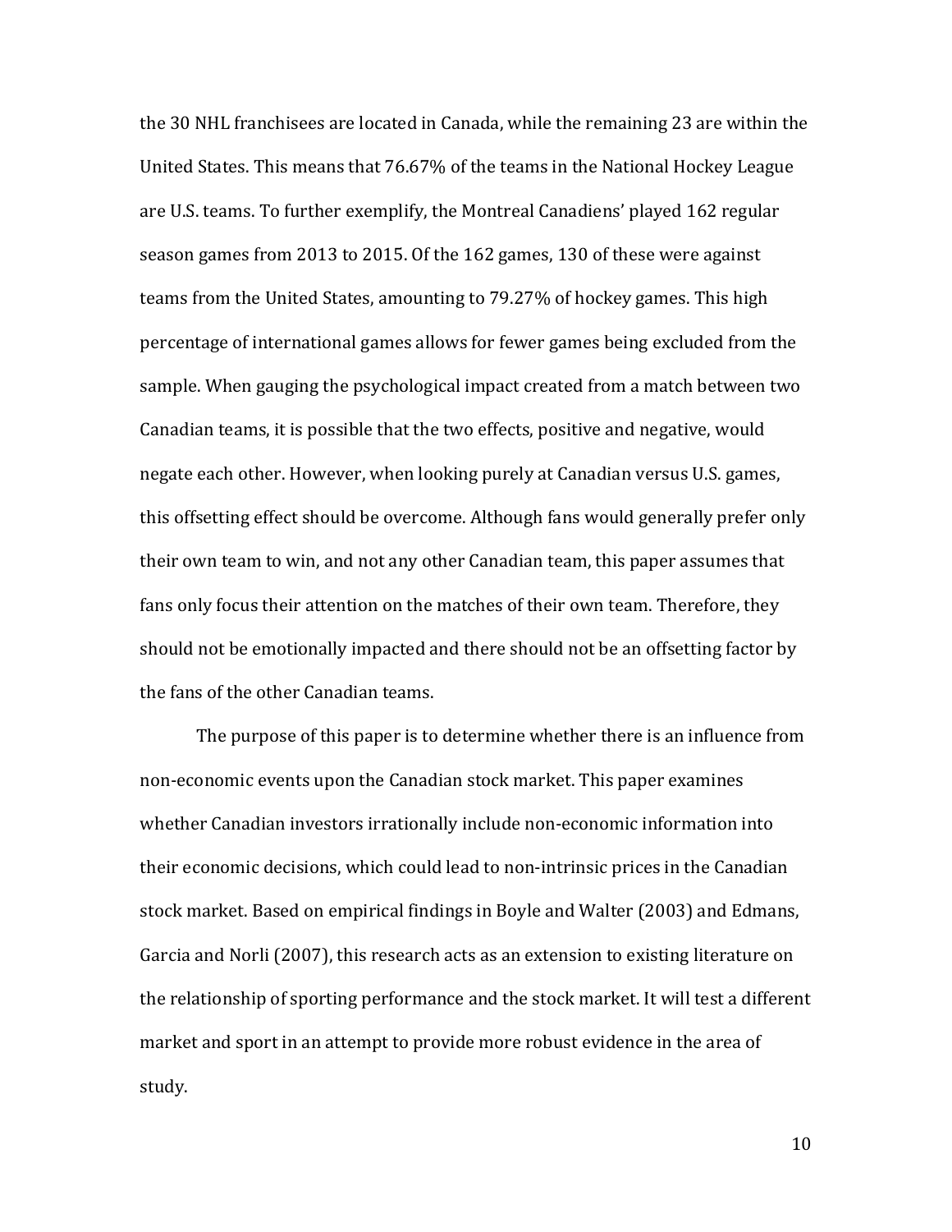the 30 NHL franchisees are located in Canada, while the remaining 23 are within the United States. This means that 76.67% of the teams in the National Hockey League are U.S. teams. To further exemplify, the Montreal Canadiens' played 162 regular season games from 2013 to 2015. Of the 162 games, 130 of these were against teams from the United States, amounting to 79.27% of hockey games. This high percentage of international games allows for fewer games being excluded from the sample. When gauging the psychological impact created from a match between two Canadian teams, it is possible that the two effects, positive and negative, would negate each other. However, when looking purely at Canadian versus U.S. games, this offsetting effect should be overcome. Although fans would generally prefer only their own team to win, and not any other Canadian team, this paper assumes that fans only focus their attention on the matches of their own team. Therefore, they should not be emotionally impacted and there should not be an offsetting factor by the fans of the other Canadian teams.

The purpose of this paper is to determine whether there is an influence from non-economic events upon the Canadian stock market. This paper examines whether Canadian investors irrationally include non-economic information into their economic decisions, which could lead to non-intrinsic prices in the Canadian stock market. Based on empirical findings in Boyle and Walter (2003) and Edmans, Garcia and Norli (2007), this research acts as an extension to existing literature on the relationship of sporting performance and the stock market. It will test a different market and sport in an attempt to provide more robust evidence in the area of study.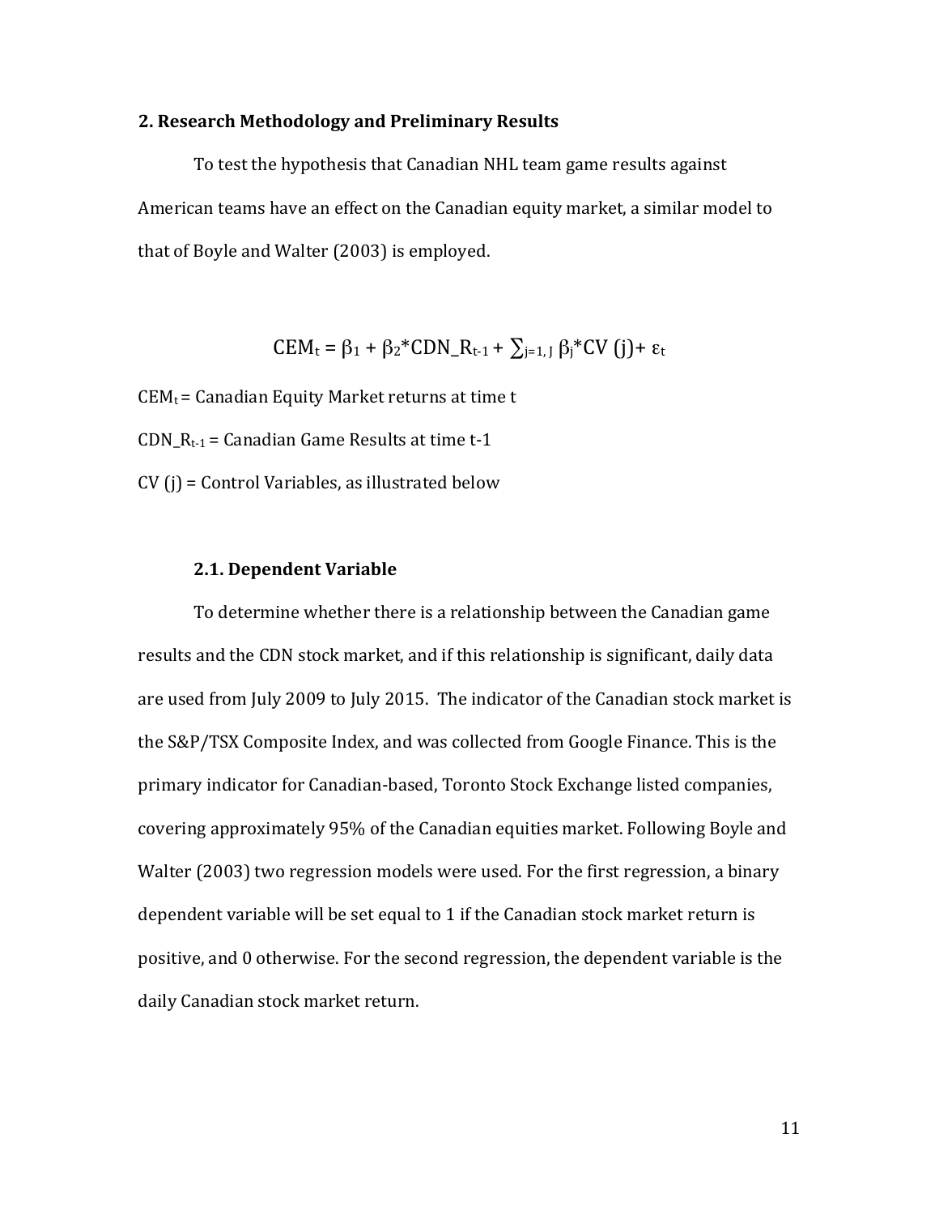## 2. Research Methodology and Preliminary Results

To test the hypothesis that Canadian NHL team game results against American teams have an effect on the Canadian equity market, a similar model to that of Boyle and Walter (2003) is employed.

$$CEM_t = \beta_1 + \beta_2 * CDN\_R_{t-1} + \sum_{j=1,J} \beta_j * CV(j) + \varepsilon_t$$

$CEM_t$ = Canadian Equity Market returns at time t

$CDN\_R_{t-1}$ = Canadian Game Results at time t-1

CV (j) = Control Variables, as illustrated below

### 2.1. Dependent Variable

To determine whether there is a relationship between the Canadian game results and the CDN stock market, and if this relationship is significant, daily data are used from July 2009 to July 2015. The indicator of the Canadian stock market is the S&P/TSX Composite Index, and was collected from Google Finance. This is the primary indicator for Canadian-based, Toronto Stock Exchange listed companies, covering approximately 95% of the Canadian equities market. Following Boyle and Walter (2003) two regression models were used. For the first regression, a binary dependent variable will be set equal to 1 if the Canadian stock market return is positive, and 0 otherwise. For the second regression, the dependent variable is the daily Canadian stock market return.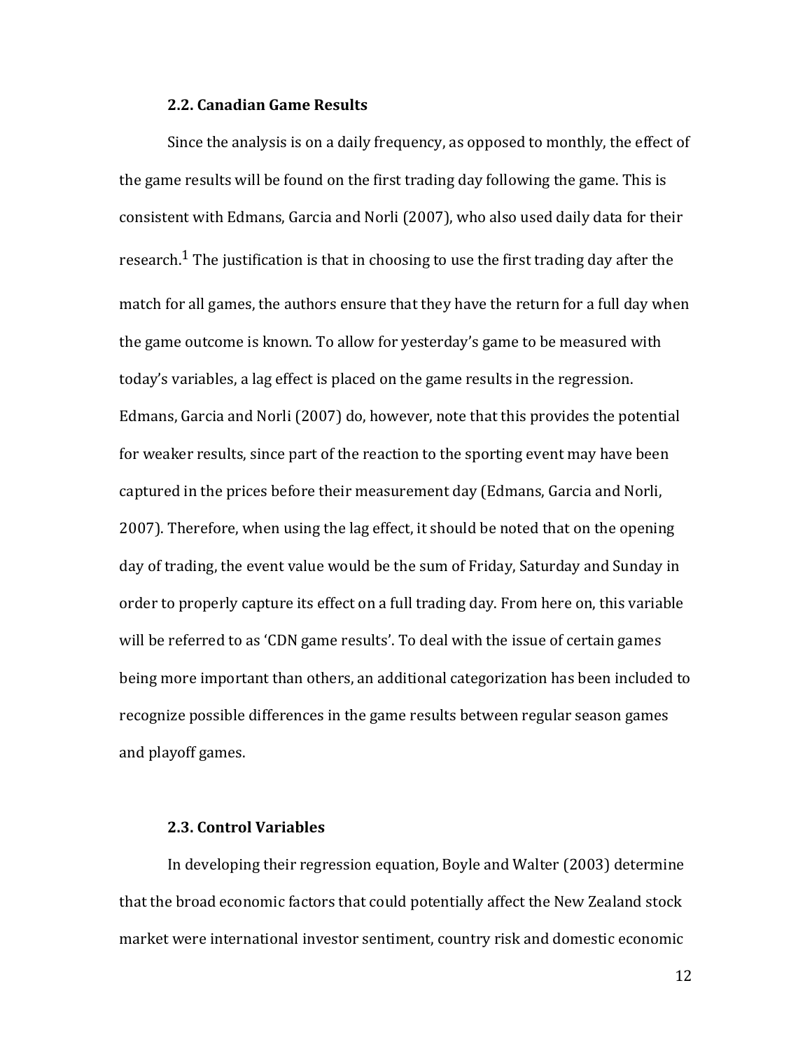### 2.2. Canadian Game Results

Since the analysis is on a daily frequency, as opposed to monthly, the effect of the game results will be found on the first trading day following the game. This is consistent with Edmans, Garcia and Norli (2007), who also used daily data for their research.[1] The justification is that in choosing to use the first trading day after the match for all games, the authors ensure that they have the return for a full day when the game outcome is known. To allow for yesterday's game to be measured with today's variables, a lag effect is placed on the game results in the regression. Edmans, Garcia and Norli (2007) do, however, note that this provides the potential for weaker results, since part of the reaction to the sporting event may have been captured in the prices before their measurement day (Edmans, Garcia and Norli, 2007). Therefore, when using the lag effect, it should be noted that on the opening day of trading, the event value would be the sum of Friday, Saturday and Sunday in order to properly capture its effect on a full trading day. From here on, this variable will be referred to as 'CDN game results'. To deal with the issue of certain games being more important than others, an additional categorization has been included to recognize possible differences in the game results between regular season games and playoff games.

### 2.3. Control Variables

In developing their regression equation, Boyle and Walter (2003) determine that the broad economic factors that could potentially affect the New Zealand stock market were international investor sentiment, country risk and domestic economic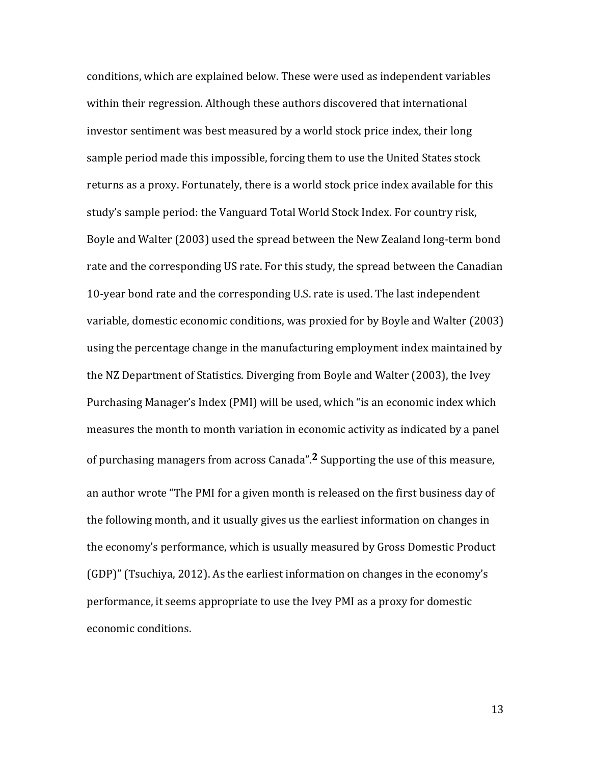conditions, which are explained below. These were used as independent variables within their regression. Although these authors discovered that international investor sentiment was best measured by a world stock price index, their long sample period made this impossible, forcing them to use the United States stock returns as a proxy. Fortunately, there is a world stock price index available for this study's sample period: the Vanguard Total World Stock Index. For country risk, Boyle and Walter (2003) used the spread between the New Zealand long-term bond rate and the corresponding US rate. For this study, the spread between the Canadian 10-year bond rate and the corresponding U.S. rate is used. The last independent variable, domestic economic conditions, was proxied for by Boyle and Walter (2003) using the percentage change in the manufacturing employment index maintained by the NZ Department of Statistics. Diverging from Boyle and Walter (2003), the Ivey Purchasing Manager's Index (PMI) will be used, which "is an economic index which measures the month to month variation in economic activity as indicated by a panel of purchasing managers from across Canada".[2] Supporting the use of this measure, an author wrote "The PMI for a given month is released on the first business day of the following month, and it usually gives us the earliest information on changes in the economy's performance, which is usually measured by Gross Domestic Product (GDP)" (Tsuchiya, 2012). As the earliest information on changes in the economy's performance, it seems appropriate to use the Ivey PMI as a proxy for domestic economic conditions.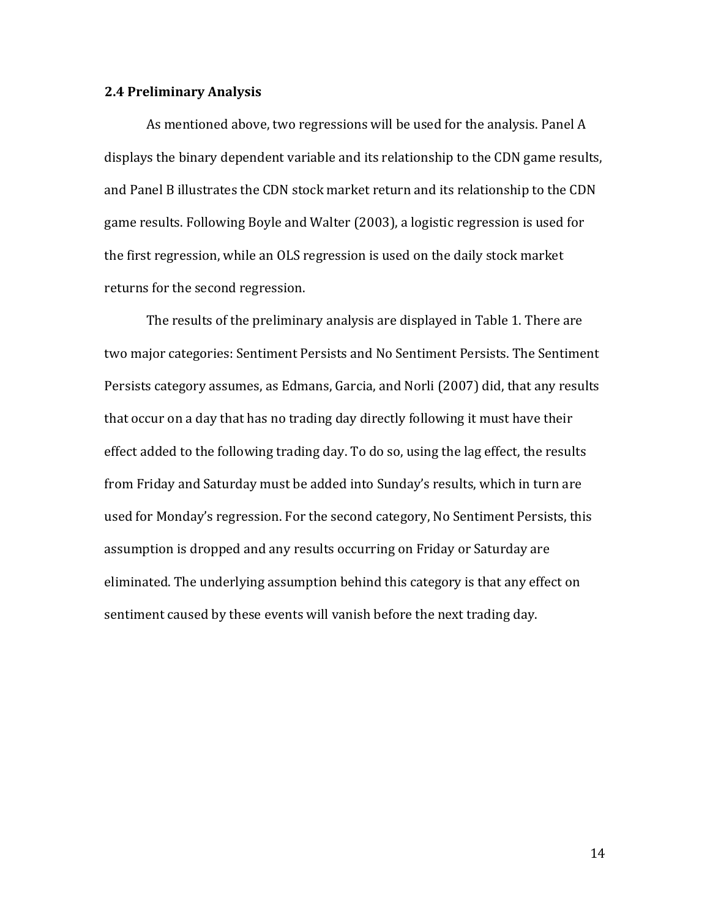### 2.4 Preliminary Analysis

As mentioned above, two regressions will be used for the analysis. Panel A displays the binary dependent variable and its relationship to the CDN game results, and Panel B illustrates the CDN stock market return and its relationship to the CDN game results. Following Boyle and Walter (2003), a logistic regression is used for the first regression, while an OLS regression is used on the daily stock market returns for the second regression.

The results of the preliminary analysis are displayed in Table 1. There are two major categories: Sentiment Persists and No Sentiment Persists. The Sentiment Persists category assumes, as Edmans, Garcia, and Norli (2007) did, that any results that occur on a day that has no trading day directly following it must have their effect added to the following trading day. To do so, using the lag effect, the results from Friday and Saturday must be added into Sunday's results, which in turn are used for Monday's regression. For the second category, No Sentiment Persists, this assumption is dropped and any results occurring on Friday or Saturday are eliminated. The underlying assumption behind this category is that any effect on sentiment caused by these events will vanish before the next trading day.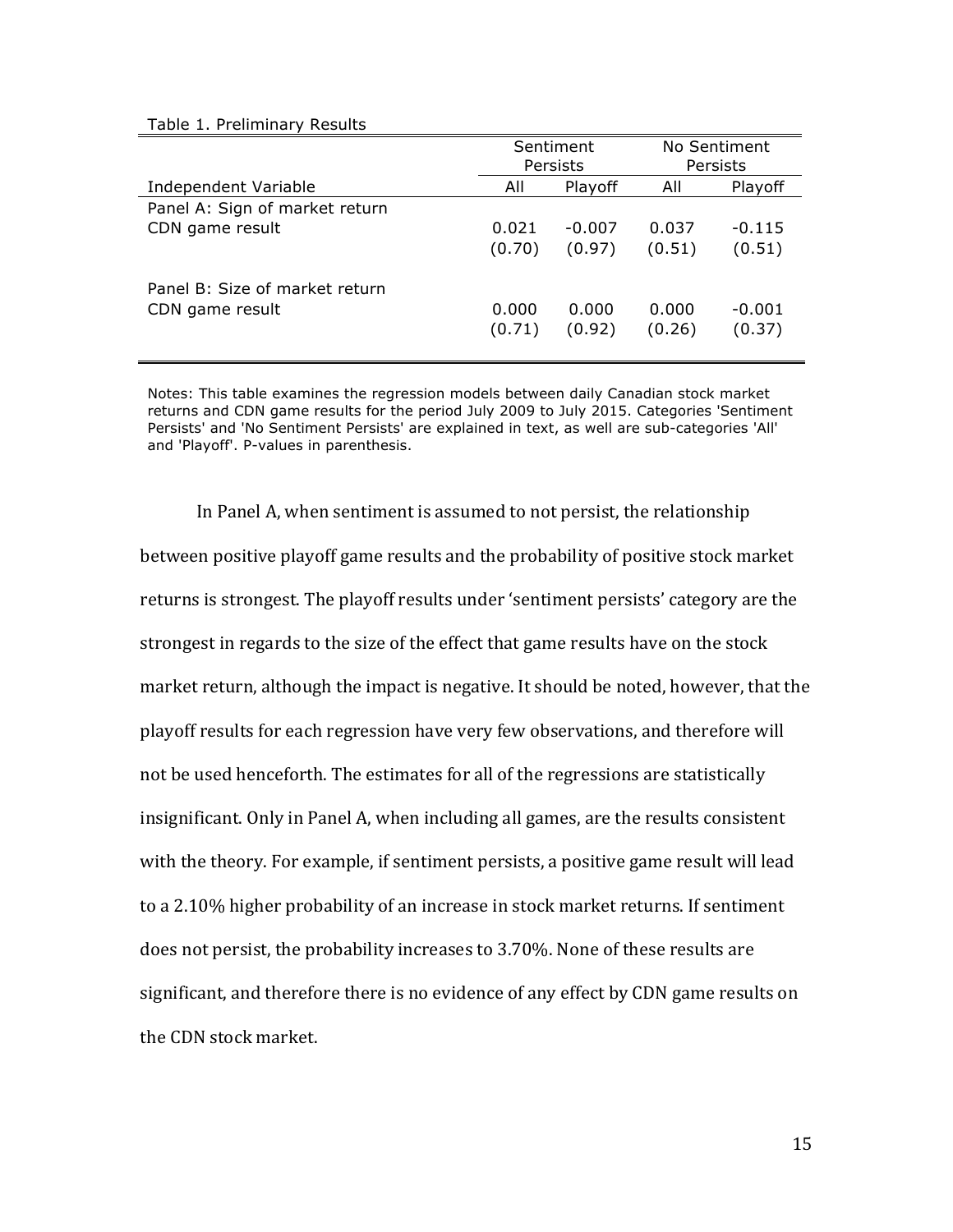Table 1. Preliminary Results

| | Sentiment Persists | | No Sentiment Persists | |
|---|---|---|---|---|
| Independent Variable | All | Playoff | All | Playoff |
| Panel A: Sign of market return | | | | |
| CDN game result | 0.021 | -0.007 | 0.037 | -0.115 |
| | (0.70) | (0.97) | (0.51) | (0.51) |
| Panel B: Size of market return | | | | |
| CDN game result | 0.000 | 0.000 | 0.000 | -0.001 |
| | (0.71) | (0.92) | (0.26) | (0.37) |

Notes: This table examines the regression models between daily Canadian stock market returns and CDN game results for the period July 2009 to July 2015. Categories 'Sentiment Persists' and 'No Sentiment Persists' are explained in text, as well are sub-categories 'All' and 'Playoff'. P-values in parenthesis.

In Panel A, when sentiment is assumed to not persist, the relationship between positive playoff game results and the probability of positive stock market returns is strongest. The playoff results under 'sentiment persists' category are the strongest in regards to the size of the effect that game results have on the stock market return, although the impact is negative. It should be noted, however, that the playoff results for each regression have very few observations, and therefore will not be used henceforth. The estimates for all of the regressions are statistically insignificant. Only in Panel A, when including all games, are the results consistent with the theory. For example, if sentiment persists, a positive game result will lead to a 2.10% higher probability of an increase in stock market returns. If sentiment does not persist, the probability increases to 3.70%. None of these results are significant, and therefore there is no evidence of any effect by CDN game results on the CDN stock market.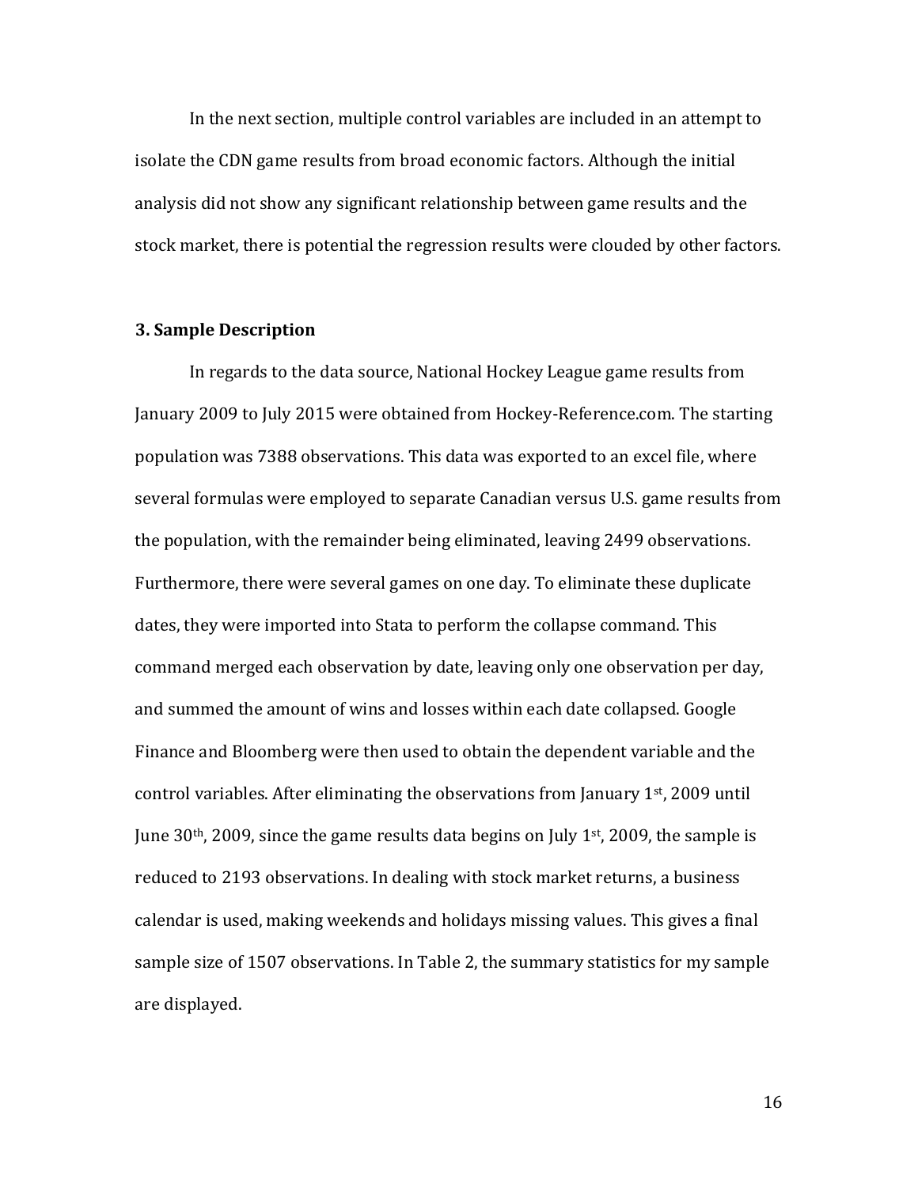In the next section, multiple control variables are included in an attempt to isolate the CDN game results from broad economic factors. Although the initial analysis did not show any significant relationship between game results and the stock market, there is potential the regression results were clouded by other factors.

### 3. Sample Description

In regards to the data source, National Hockey League game results from January 2009 to July 2015 were obtained from Hockey-Reference.com. The starting population was 7388 observations. This data was exported to an excel file, where several formulas were employed to separate Canadian versus U.S. game results from the population, with the remainder being eliminated, leaving 2499 observations. Furthermore, there were several games on one day. To eliminate these duplicate dates, they were imported into Stata to perform the collapse command. This command merged each observation by date, leaving only one observation per day, and summed the amount of wins and losses within each date collapsed. Google Finance and Bloomberg were then used to obtain the dependent variable and the control variables. After eliminating the observations from January 1st, 2009 until June 30th, 2009, since the game results data begins on July 1st, 2009, the sample is reduced to 2193 observations. In dealing with stock market returns, a business calendar is used, making weekends and holidays missing values. This gives a final sample size of 1507 observations. In Table 2, the summary statistics for my sample are displayed.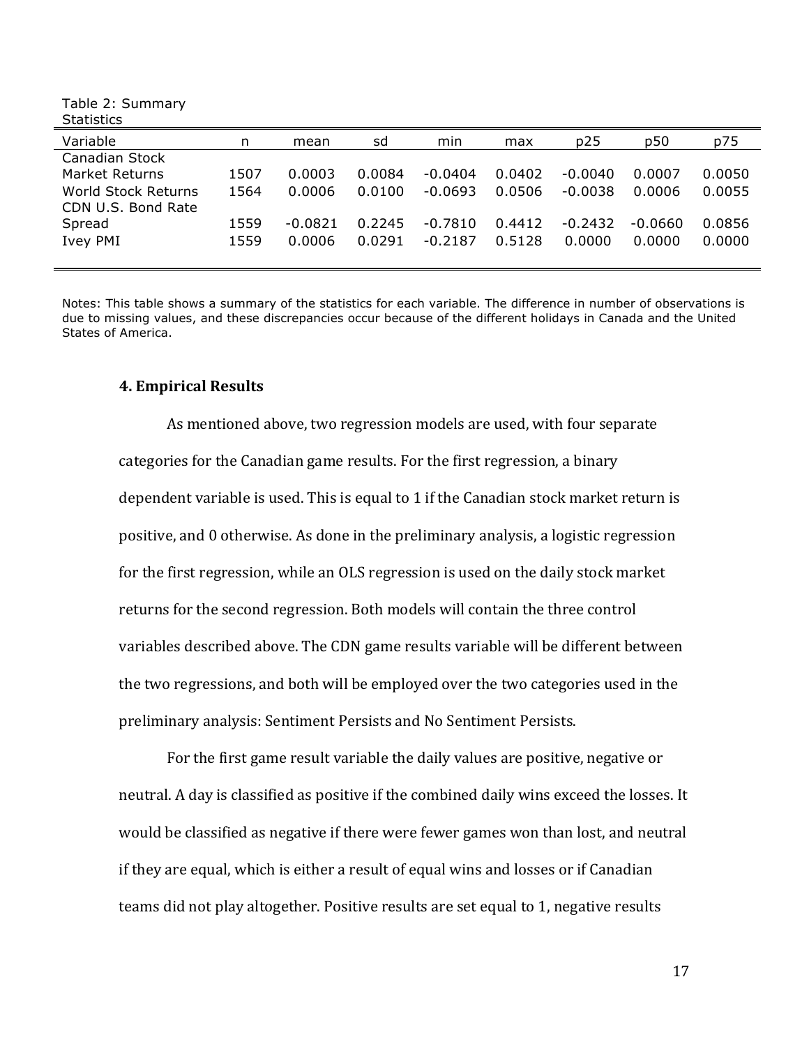Table 2: Summary Statistics

| Variable | n | mean | sd | min | max | p25 | p50 | p75 |
|---|---|---|---|---|---|---|---|---|
| Canadian Stock Market Returns | 1507 | 0.0003 | 0.0084 | -0.0404 | 0.0402 | -0.0040 | 0.0007 | 0.0050 |
| World Stock Returns | 1564 | 0.0006 | 0.0100 | -0.0693 | 0.0506 | -0.0038 | 0.0006 | 0.0055 |
| CDN U.S. Bond Rate Spread | 1559 | -0.0821 | 0.2245 | -0.7810 | 0.4412 | -0.2432 | -0.0660 | 0.0856 |
| Ivey PMI | 1559 | 0.0006 | 0.0291 | -0.2187 | 0.5128 | 0.0000 | 0.0000 | 0.0000 |

Notes: This table shows a summary of the statistics for each variable. The difference in number of observations is due to missing values, and these discrepancies occur because of the different holidays in Canada and the United States of America.

### 4. Empirical Results

As mentioned above, two regression models are used, with four separate categories for the Canadian game results. For the first regression, a binary dependent variable is used. This is equal to 1 if the Canadian stock market return is positive, and 0 otherwise. As done in the preliminary analysis, a logistic regression for the first regression, while an OLS regression is used on the daily stock market returns for the second regression. Both models will contain the three control variables described above. The CDN game results variable will be different between the two regressions, and both will be employed over the two categories used in the preliminary analysis: Sentiment Persists and No Sentiment Persists.

For the first game result variable the daily values are positive, negative or neutral. A day is classified as positive if the combined daily wins exceed the losses. It would be classified as negative if there were fewer games won than lost, and neutral if they are equal, which is either a result of equal wins and losses or if Canadian teams did not play altogether. Positive results are set equal to 1, negative results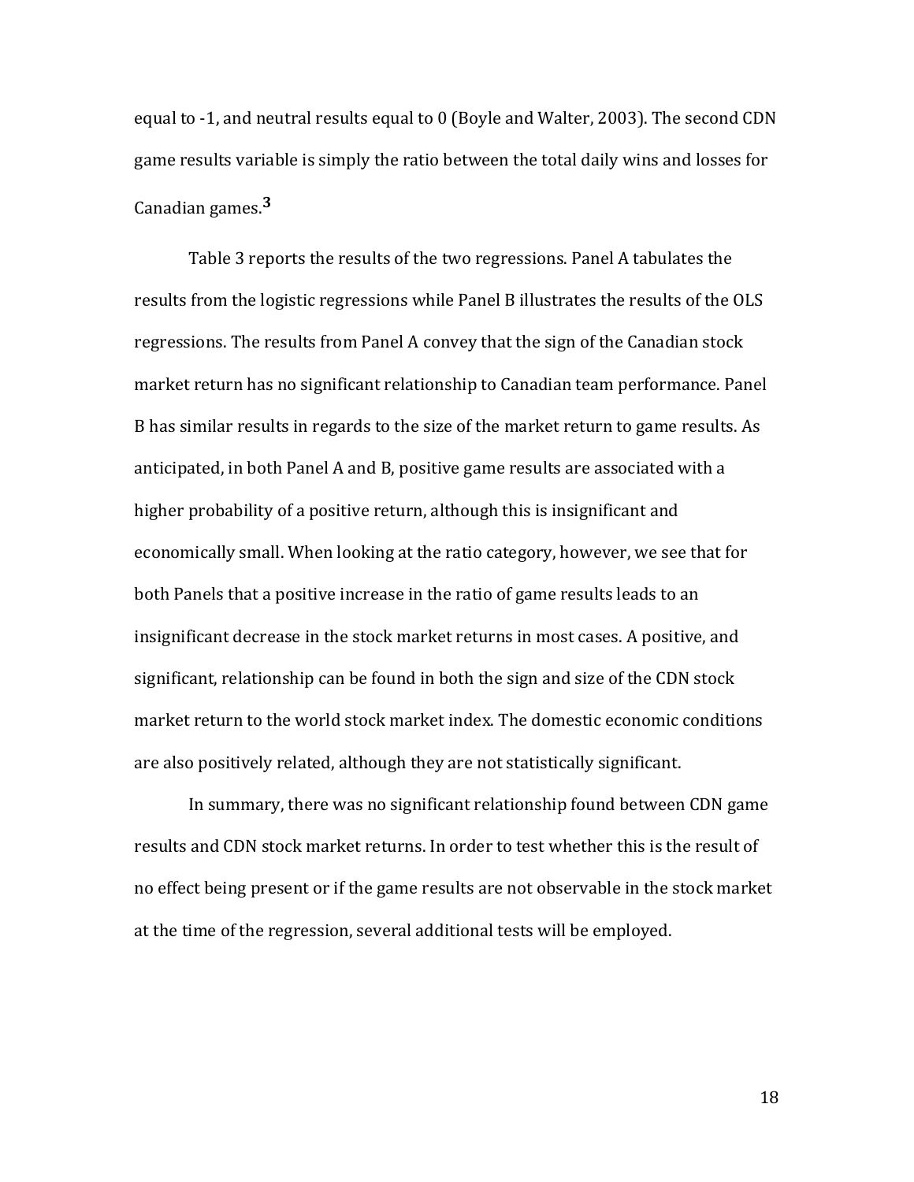equal to -1, and neutral results equal to 0 (Boyle and Walter, 2003). The second CDN game results variable is simply the ratio between the total daily wins and losses for Canadian games.[3]

Table 3 reports the results of the two regressions. Panel A tabulates the results from the logistic regressions while Panel B illustrates the results of the OLS regressions. The results from Panel A convey that the sign of the Canadian stock market return has no significant relationship to Canadian team performance. Panel B has similar results in regards to the size of the market return to game results. As anticipated, in both Panel A and B, positive game results are associated with a higher probability of a positive return, although this is insignificant and economically small. When looking at the ratio category, however, we see that for both Panels that a positive increase in the ratio of game results leads to an insignificant decrease in the stock market returns in most cases. A positive, and significant, relationship can be found in both the sign and size of the CDN stock market return to the world stock market index. The domestic economic conditions are also positively related, although they are not statistically significant.

In summary, there was no significant relationship found between CDN game results and CDN stock market returns. In order to test whether this is the result of no effect being present or if the game results are not observable in the stock market at the time of the regression, several additional tests will be employed.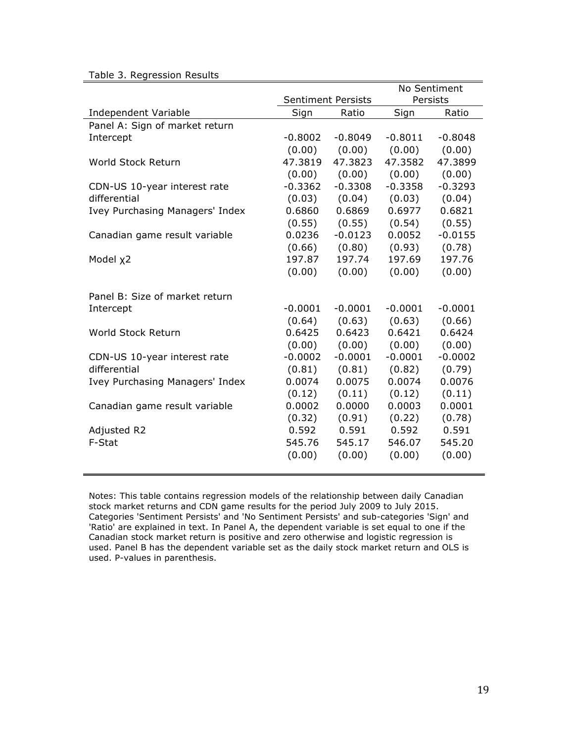Table 3. Regression Results

| | Sentiment Persists | | No Sentiment Persists | |
|---|---|---|---|---|
| Independent Variable | Sign | Ratio | Sign | Ratio |
| Panel A: Sign of market return | | | | |
| Intercept | -0.8002 | -0.8049 | -0.8011 | -0.8048 |
| | (0.00) | (0.00) | (0.00) | (0.00) |
| World Stock Return | 47.3819 | 47.3823 | 47.3582 | 47.3899 |
| | (0.00) | (0.00) | (0.00) | (0.00) |
| CDN-US 10-year interest rate differential | -0.3362 | -0.3308 | -0.3358 | -0.3293 |
| | (0.03) | (0.04) | (0.03) | (0.04) |
| Ivey Purchasing Managers' Index | 0.6860 | 0.6869 | 0.6977 | 0.6821 |
| | (0.55) | (0.55) | (0.54) | (0.55) |
| Canadian game result variable | 0.0236 | -0.0123 | 0.0052 | -0.0155 |
| | (0.66) | (0.80) | (0.93) | (0.78) |
| Model $\chi 2$ | 197.87 | 197.74 | 197.69 | 197.76 |
| | (0.00) | (0.00) | (0.00) | (0.00) |
| Panel B: Size of market return | | | | |
| Intercept | -0.0001 | -0.0001 | -0.0001 | -0.0001 |
| | (0.64) | (0.63) | (0.63) | (0.66) |
| World Stock Return | 0.6425 | 0.6423 | 0.6421 | 0.6424 |
| | (0.00) | (0.00) | (0.00) | (0.00) |
| CDN-US 10-year interest rate differential | -0.0002 | -0.0001 | -0.0001 | -0.0002 |
| | (0.81) | (0.81) | (0.82) | (0.79) |
| Ivey Purchasing Managers' Index | 0.0074 | 0.0075 | 0.0074 | 0.0076 |
| | (0.12) | (0.11) | (0.12) | (0.11) |
| Canadian game result variable | 0.0002 | 0.0000 | 0.0003 | 0.0001 |
| | (0.32) | (0.91) | (0.22) | (0.78) |
| Adjusted R2 | 0.592 | 0.591 | 0.592 | 0.591 |
| F-Stat | 545.76 | 545.17 | 546.07 | 545.20 |
| | (0.00) | (0.00) | (0.00) | (0.00) |

Notes: This table contains regression models of the relationship between daily Canadian stock market returns and CDN game results for the period July 2009 to July 2015. Categories 'Sentiment Persists' and 'No Sentiment Persists' and sub-categories 'Sign' and 'Ratio' are explained in text. In Panel A, the dependent variable is set equal to one if the Canadian stock market return is positive and zero otherwise and logistic regression is used. Panel B has the dependent variable set as the daily stock market return and OLS is used. P-values in parenthesis.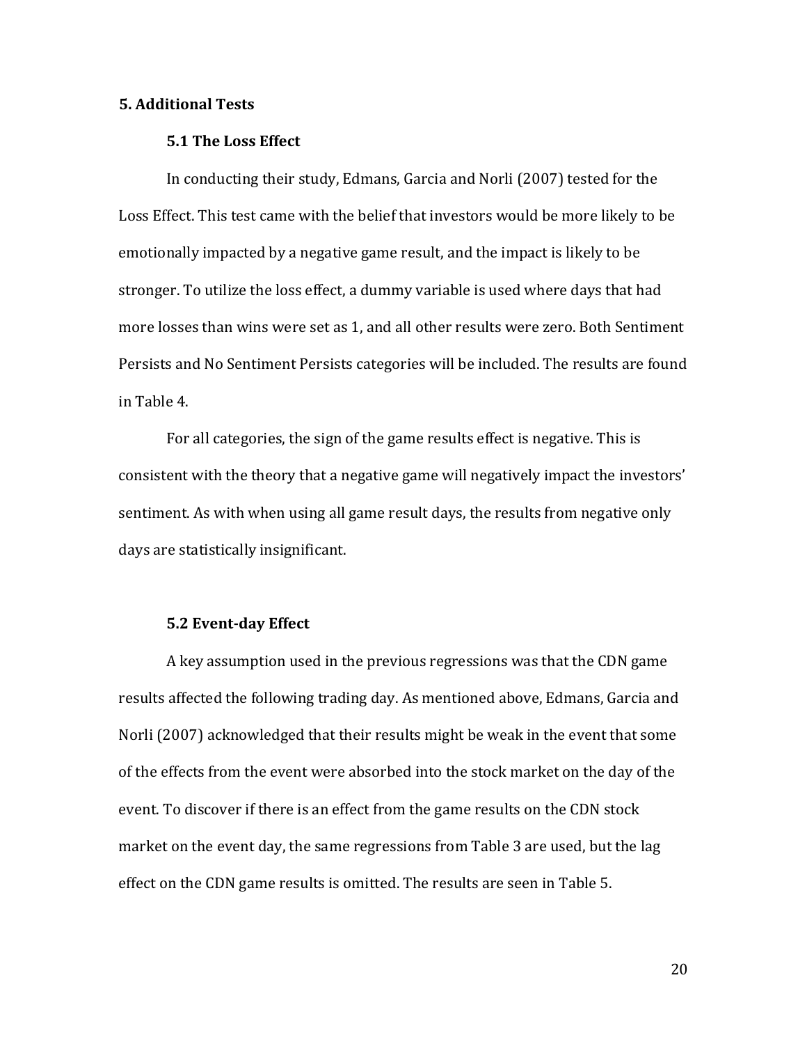## 5. Additional Tests

### 5.1 The Loss Effect

In conducting their study, Edmans, Garcia and Norli (2007) tested for the Loss Effect. This test came with the belief that investors would be more likely to be emotionally impacted by a negative game result, and the impact is likely to be stronger. To utilize the loss effect, a dummy variable is used where days that had more losses than wins were set as 1, and all other results were zero. Both Sentiment Persists and No Sentiment Persists categories will be included. The results are found in Table 4.

For all categories, the sign of the game results effect is negative. This is consistent with the theory that a negative game will negatively impact the investors' sentiment. As with when using all game result days, the results from negative only days are statistically insignificant.

### 5.2 Event-day Effect

A key assumption used in the previous regressions was that the CDN game results affected the following trading day. As mentioned above, Edmans, Garcia and Norli (2007) acknowledged that their results might be weak in the event that some of the effects from the event were absorbed into the stock market on the day of the event. To discover if there is an effect from the game results on the CDN stock market on the event day, the same regressions from Table 3 are used, but the lag effect on the CDN game results is omitted. The results are seen in Table 5.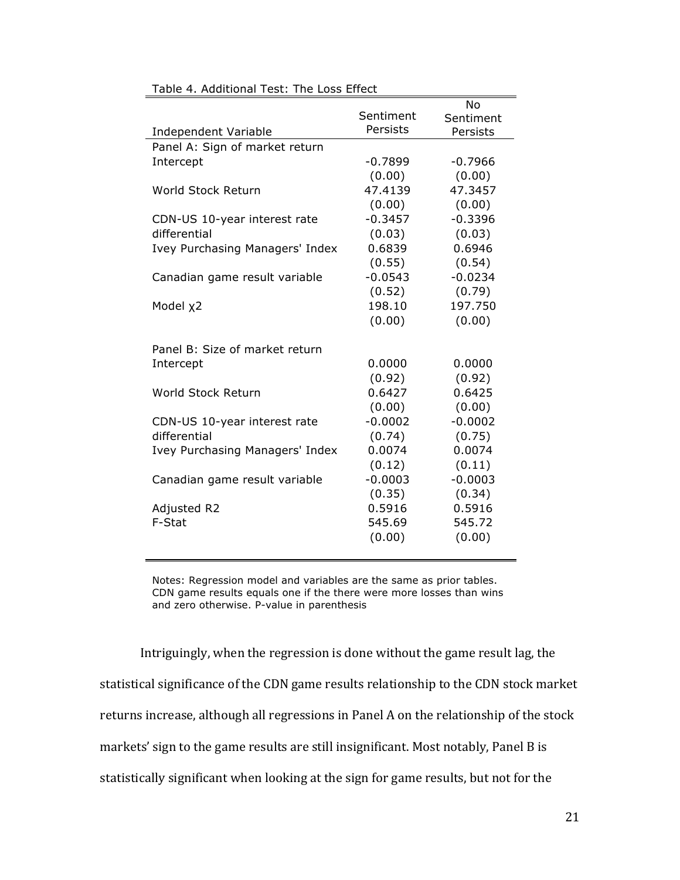Table 4. Additional Test: The Loss Effect

| Independent Variable | Sentiment Persists | No Sentiment Persists |
|---|---|---|
| Panel A: Sign of market return | | |
| Intercept | -0.7899 | -0.7966 |
| | (0.00) | (0.00) |
| World Stock Return | 47.4139 | 47.3457 |
| | (0.00) | (0.00) |
| CDN-US 10-year interest rate differential | -0.3457 | -0.3396 |
| | (0.03) | (0.03) |
| Ivey Purchasing Managers' Index | 0.6839 | 0.6946 |
| | (0.55) | (0.54) |
| Canadian game result variable | -0.0543 | -0.0234 |
| | (0.52) | (0.79) |
| Model $\chi 2$ | 198.10 | 197.750 |
| | (0.00) | (0.00) |
| | | |
| Panel B: Size of market return | | |
| Intercept | 0.0000 | 0.0000 |
| | (0.92) | (0.92) |
| World Stock Return | 0.6427 | 0.6425 |
| | (0.00) | (0.00) |
| CDN-US 10-year interest rate differential | -0.0002 | -0.0002 |
| | (0.74) | (0.75) |
| Ivey Purchasing Managers' Index | 0.0074 | 0.0074 |
| | (0.12) | (0.11) |
| Canadian game result variable | -0.0003 | -0.0003 |
| | (0.35) | (0.34) |
| Adjusted R2 | 0.5916 | 0.5916 |
| F-Stat | 545.69 | 545.72 |
| | (0.00) | (0.00) |

Notes: Regression model and variables are the same as prior tables. CDN game results equals one if the there were more losses than wins and zero otherwise. P-value in parenthesis

Intriguingly, when the regression is done without the game result lag, the statistical significance of the CDN game results relationship to the CDN stock market returns increase, although all regressions in Panel A on the relationship of the stock markets' sign to the game results are still insignificant. Most notably, Panel B is statistically significant when looking at the sign for game results, but not for the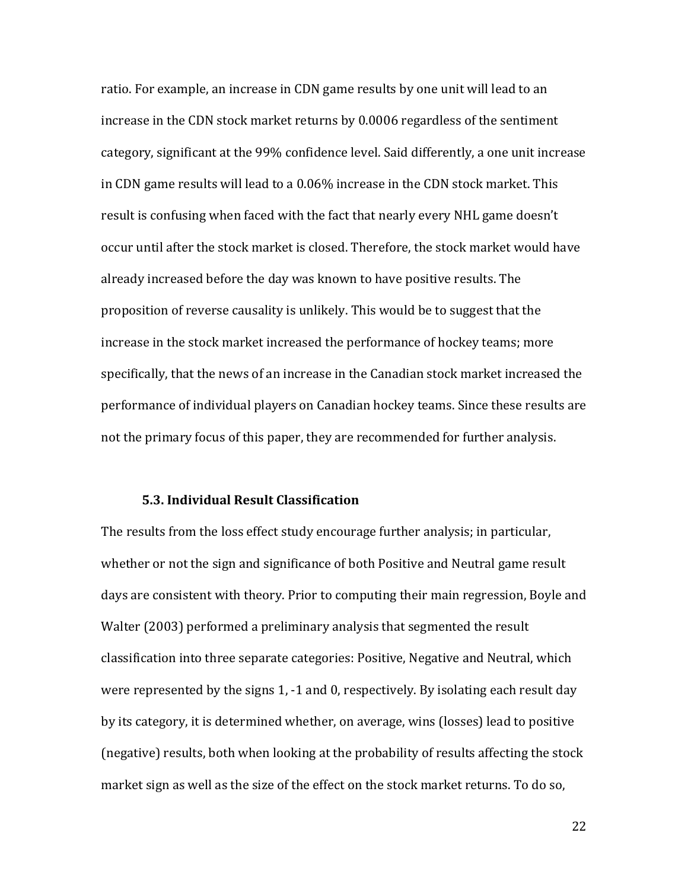ratio. For example, an increase in CDN game results by one unit will lead to an increase in the CDN stock market returns by 0.0006 regardless of the sentiment category, significant at the 99% confidence level. Said differently, a one unit increase in CDN game results will lead to a 0.06% increase in the CDN stock market. This result is confusing when faced with the fact that nearly every NHL game doesn't occur until after the stock market is closed. Therefore, the stock market would have already increased before the day was known to have positive results. The proposition of reverse causality is unlikely. This would be to suggest that the increase in the stock market increased the performance of hockey teams; more specifically, that the news of an increase in the Canadian stock market increased the performance of individual players on Canadian hockey teams. Since these results are not the primary focus of this paper, they are recommended for further analysis.

### 5.3. Individual Result Classification

The results from the loss effect study encourage further analysis; in particular, whether or not the sign and significance of both Positive and Neutral game result days are consistent with theory. Prior to computing their main regression, Boyle and Walter (2003) performed a preliminary analysis that segmented the result classification into three separate categories: Positive, Negative and Neutral, which were represented by the signs 1, -1 and 0, respectively. By isolating each result day by its category, it is determined whether, on average, wins (losses) lead to positive (negative) results, both when looking at the probability of results affecting the stock market sign as well as the size of the effect on the stock market returns. To do so,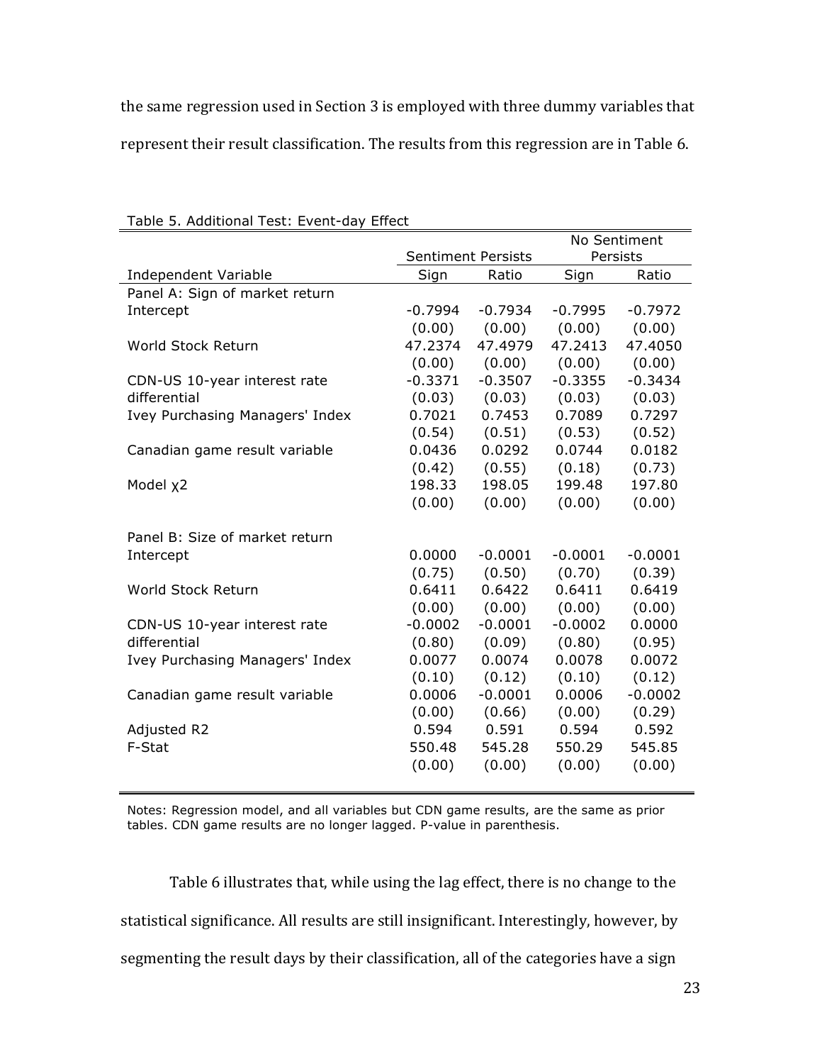the same regression used in Section 3 is employed with three dummy variables that represent their result classification. The results from this regression are in Table 6.

Table 5. Additional Test: Event-day Effect

| | Sentiment Persists | | No Sentiment Persists | |
|---|---|---|---|---|
| Independent Variable | Sign | Ratio | Sign | Ratio |
| Panel A: Sign of market return | | | | |
| Intercept | -0.7994 | -0.7934 | -0.7995 | -0.7972 |
| | (0.00) | (0.00) | (0.00) | (0.00) |
| World Stock Return | 47.2374 | 47.4979 | 47.2413 | 47.4050 |
| | (0.00) | (0.00) | (0.00) | (0.00) |
| CDN-US 10-year interest rate differential | -0.3371 | -0.3507 | -0.3355 | -0.3434 |
| | (0.03) | (0.03) | (0.03) | (0.03) |
| Ivey Purchasing Managers' Index | 0.7021 | 0.7453 | 0.7089 | 0.7297 |
| | (0.54) | (0.51) | (0.53) | (0.52) |
| Canadian game result variable | 0.0436 | 0.0292 | 0.0744 | 0.0182 |
| | (0.42) | (0.55) | (0.18) | (0.73) |
| Model $\chi 2$ | 198.33 | 198.05 | 199.48 | 197.80 |
| | (0.00) | (0.00) | (0.00) | (0.00) |
| Panel B: Size of market return | | | | |
| Intercept | 0.0000 | -0.0001 | -0.0001 | -0.0001 |
| | (0.75) | (0.50) | (0.70) | (0.39) |
| World Stock Return | 0.6411 | 0.6422 | 0.6411 | 0.6419 |
| | (0.00) | (0.00) | (0.00) | (0.00) |
| CDN-US 10-year interest rate differential | -0.0002 | -0.0001 | -0.0002 | 0.0000 |
| | (0.80) | (0.09) | (0.80) | (0.95) |
| Ivey Purchasing Managers' Index | 0.0077 | 0.0074 | 0.0078 | 0.0072 |
| | (0.10) | (0.12) | (0.10) | (0.12) |
| Canadian game result variable | 0.0006 | -0.0001 | 0.0006 | -0.0002 |
| | (0.00) | (0.66) | (0.00) | (0.29) |
| Adjusted R2 | 0.594 | 0.591 | 0.594 | 0.592 |
| F-Stat | 550.48 | 545.28 | 550.29 | 545.85 |
| | (0.00) | (0.00) | (0.00) | (0.00) |

Notes: Regression model, and all variables but CDN game results, are the same as prior tables. CDN game results are no longer lagged. P-value in parenthesis.

Table 6 illustrates that, while using the lag effect, there is no change to the statistical significance. All results are still insignificant. Interestingly, however, by segmenting the result days by their classification, all of the categories have a sign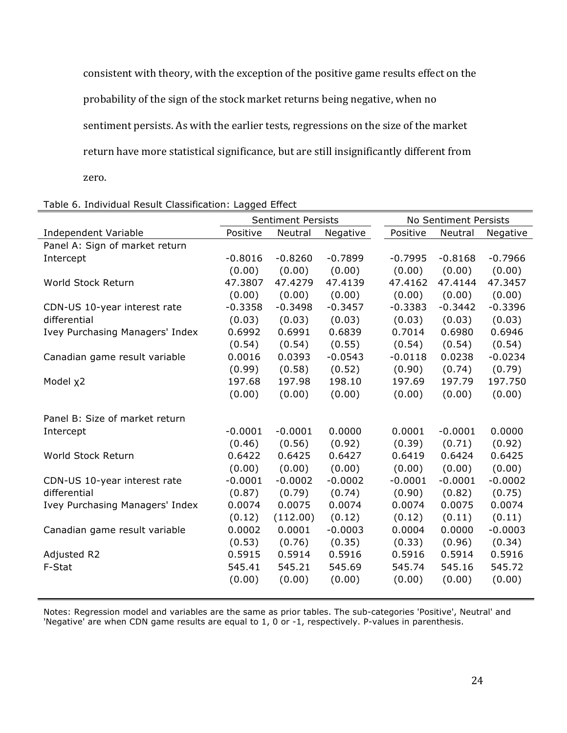consistent with theory, with the exception of the positive game results effect on the probability of the sign of the stock market returns being negative, when no sentiment persists. As with the earlier tests, regressions on the size of the market return have more statistical significance, but are still insignificantly different from zero.

Table 6. Individual Result Classification: Lagged Effect

| | Sentiment Persists | | | No Sentiment Persists | | |
|---|---|---|---|---|---|---|
| Independent Variable | Positive | Neutral | Negative | Positive | Neutral | Negative |
| Panel A: Sign of market return | | | | | | |
| Intercept | -0.8016 | -0.8260 | -0.7899 | -0.7995 | -0.8168 | -0.7966 |
| | (0.00) | (0.00) | (0.00) | (0.00) | (0.00) | (0.00) |
| World Stock Return | 47.3807 | 47.4279 | 47.4139 | 47.4162 | 47.4144 | 47.3457 |
| | (0.00) | (0.00) | (0.00) | (0.00) | (0.00) | (0.00) |
| CDN-US 10-year interest rate | -0.3358 | -0.3498 | -0.3457 | -0.3383 | -0.3442 | -0.3396 |
| differential | (0.03) | (0.03) | (0.03) | (0.03) | (0.03) | (0.03) |
| Ivey Purchasing Managers' Index | 0.6992 | 0.6991 | 0.6839 | 0.7014 | 0.6980 | 0.6946 |
| | (0.54) | (0.54) | (0.55) | (0.54) | (0.54) | (0.54) |
| Canadian game result variable | 0.0016 | 0.0393 | -0.0543 | -0.0118 | 0.0238 | -0.0234 |
| | (0.99) | (0.58) | (0.52) | (0.90) | (0.74) | (0.79) |
| Model $\chi2$ | 197.68 | 197.98 | 198.10 | 197.69 | 197.79 | 197.750 |
| | (0.00) | (0.00) | (0.00) | (0.00) | (0.00) | (0.00) |
| | | | | | | |
| Panel B: Size of market return | | | | | | |
| Intercept | -0.0001 | -0.0001 | 0.0000 | 0.0001 | -0.0001 | 0.0000 |
| | (0.46) | (0.56) | (0.92) | (0.39) | (0.71) | (0.92) |
| World Stock Return | 0.6422 | 0.6425 | 0.6427 | 0.6419 | 0.6424 | 0.6425 |
| | (0.00) | (0.00) | (0.00) | (0.00) | (0.00) | (0.00) |
| CDN-US 10-year interest rate | -0.0001 | -0.0002 | -0.0002 | -0.0001 | -0.0001 | -0.0002 |
| differential | (0.87) | (0.79) | (0.74) | (0.90) | (0.82) | (0.75) |
| Ivey Purchasing Managers' Index | 0.0074 | 0.0075 | 0.0074 | 0.0074 | 0.0075 | 0.0074 |
| | (0.12) | (112.00) | (0.12) | (0.12) | (0.11) | (0.11) |
| Canadian game result variable | 0.0002 | 0.0001 | -0.0003 | 0.0004 | 0.0000 | -0.0003 |
| | (0.53) | (0.76) | (0.35) | (0.33) | (0.96) | (0.34) |
| Adjusted R2 | 0.5915 | 0.5914 | 0.5916 | 0.5916 | 0.5914 | 0.5916 |
| F-Stat | 545.41 | 545.21 | 545.69 | 545.74 | 545.16 | 545.72 |
| | (0.00) | (0.00) | (0.00) | (0.00) | (0.00) | (0.00) |

Notes: Regression model and variables are the same as prior tables. The sub-categories 'Positive', Neutral' and 'Negative' are when CDN game results are equal to 1, 0 or -1, respectively. P-values in parenthesis.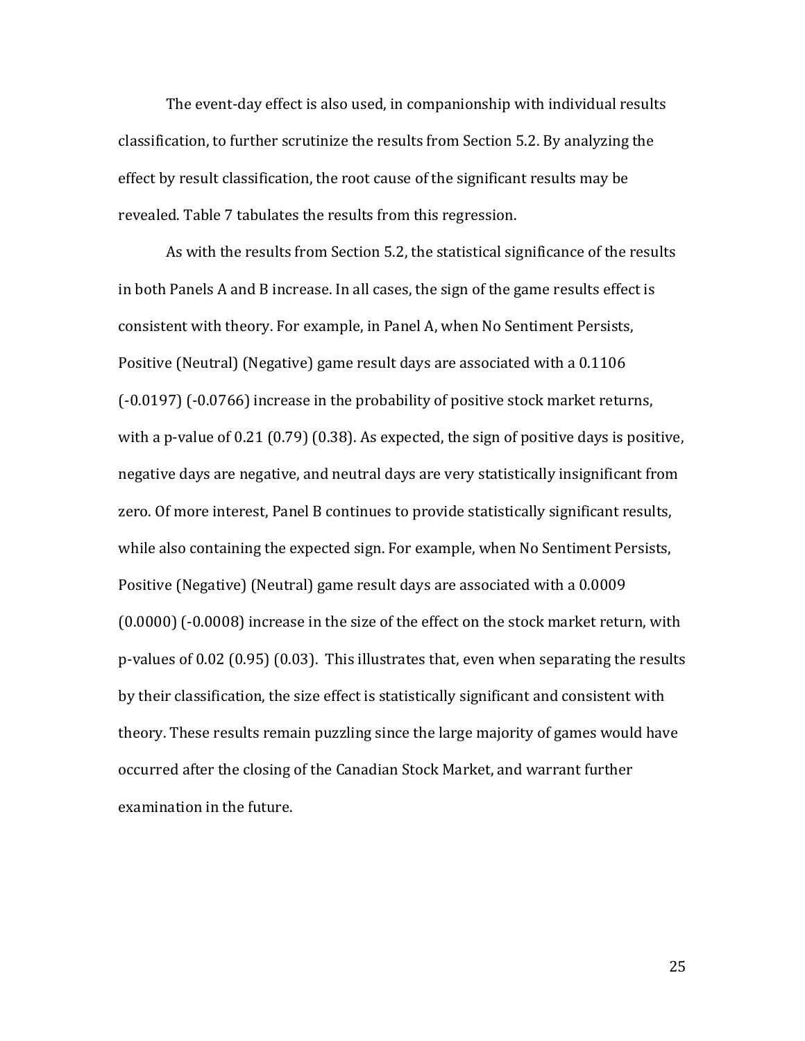The event-day effect is also used, in companionship with individual results classification, to further scrutinize the results from Section 5.2. By analyzing the effect by result classification, the root cause of the significant results may be revealed. Table 7 tabulates the results from this regression.

As with the results from Section 5.2, the statistical significance of the results in both Panels A and B increase. In all cases, the sign of the game results effect is consistent with theory. For example, in Panel A, when No Sentiment Persists, Positive (Neutral) (Negative) game result days are associated with a 0.1106 (-0.0197) (-0.0766) increase in the probability of positive stock market returns, with a p-value of 0.21 (0.79) (0.38). As expected, the sign of positive days is positive, negative days are negative, and neutral days are very statistically insignificant from zero. Of more interest, Panel B continues to provide statistically significant results, while also containing the expected sign. For example, when No Sentiment Persists, Positive (Negative) (Neutral) game result days are associated with a 0.0009 (0.0000) (-0.0008) increase in the size of the effect on the stock market return, with p-values of 0.02 (0.95) (0.03). This illustrates that, even when separating the results by their classification, the size effect is statistically significant and consistent with theory. These results remain puzzling since the large majority of games would have occurred after the closing of the Canadian Stock Market, and warrant further examination in the future.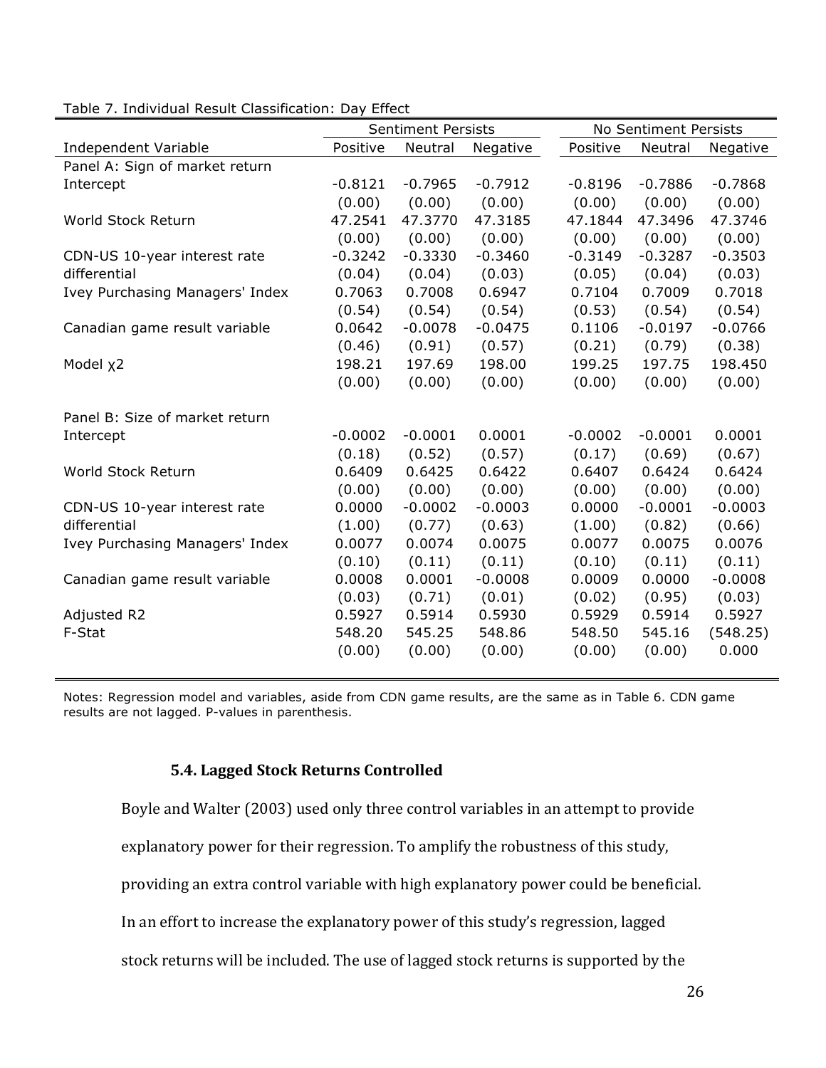Table 7. Individual Result Classification: Day Effect

| | Sentiment Persists | | | No Sentiment Persists | | |
|---|---|---|---|---|---|---|
| Independent Variable | Positive | Neutral | Negative | Positive | Neutral | Negative |
| Panel A: Sign of market return | | | | | | |
| Intercept | -0.8121 | -0.7965 | -0.7912 | -0.8196 | -0.7886 | -0.7868 |
| | (0.00) | (0.00) | (0.00) | (0.00) | (0.00) | (0.00) |
| World Stock Return | 47.2541 | 47.3770 | 47.3185 | 47.1844 | 47.3496 | 47.3746 |
| | (0.00) | (0.00) | (0.00) | (0.00) | (0.00) | (0.00) |
| CDN-US 10-year interest rate differential | -0.3242 | -0.3330 | -0.3460 | -0.3149 | -0.3287 | -0.3503 |
| | (0.04) | (0.04) | (0.03) | (0.05) | (0.04) | (0.03) |
| Ivey Purchasing Managers' Index | 0.7063 | 0.7008 | 0.6947 | 0.7104 | 0.7009 | 0.7018 |
| | (0.54) | (0.54) | (0.54) | (0.53) | (0.54) | (0.54) |
| Canadian game result variable | 0.0642 | -0.0078 | -0.0475 | 0.1106 | -0.0197 | -0.0766 |
| | (0.46) | (0.91) | (0.57) | (0.21) | (0.79) | (0.38) |
| Model $\chi 2$ | 198.21 | 197.69 | 198.00 | 199.25 | 197.75 | 198.450 |
| | (0.00) | (0.00) | (0.00) | (0.00) | (0.00) | (0.00) |
| | | | | | | |
| Panel B: Size of market return | | | | | | |
| Intercept | -0.0002 | -0.0001 | 0.0001 | -0.0002 | -0.0001 | 0.0001 |
| | (0.18) | (0.52) | (0.57) | (0.17) | (0.69) | (0.67) |
| World Stock Return | 0.6409 | 0.6425 | 0.6422 | 0.6407 | 0.6424 | 0.6424 |
| | (0.00) | (0.00) | (0.00) | (0.00) | (0.00) | (0.00) |
| CDN-US 10-year interest rate differential | 0.0000 | -0.0002 | -0.0003 | 0.0000 | -0.0001 | -0.0003 |
| | (1.00) | (0.77) | (0.63) | (1.00) | (0.82) | (0.66) |
| Ivey Purchasing Managers' Index | 0.0077 | 0.0074 | 0.0075 | 0.0077 | 0.0075 | 0.0076 |
| | (0.10) | (0.11) | (0.11) | (0.10) | (0.11) | (0.11) |
| Canadian game result variable | 0.0008 | 0.0001 | -0.0008 | 0.0009 | 0.0000 | -0.0008 |
| | (0.03) | (0.71) | (0.01) | (0.02) | (0.95) | (0.03) |
| Adjusted R2 | 0.5927 | 0.5914 | 0.5930 | 0.5929 | 0.5914 | 0.5927 |
| F-Stat | 548.20 | 545.25 | 548.86 | 548.50 | 545.16 | (548.25) |
| | (0.00) | (0.00) | (0.00) | (0.00) | (0.00) | 0.000 |

Notes: Regression model and variables, aside from CDN game results, are the same as in Table 6. CDN game results are not lagged. P-values in parenthesis.

### 5.4. Lagged Stock Returns Controlled

Boyle and Walter (2003) used only three control variables in an attempt to provide explanatory power for their regression. To amplify the robustness of this study, providing an extra control variable with high explanatory power could be beneficial. In an effort to increase the explanatory power of this study's regression, lagged stock returns will be included. The use of lagged stock returns is supported by the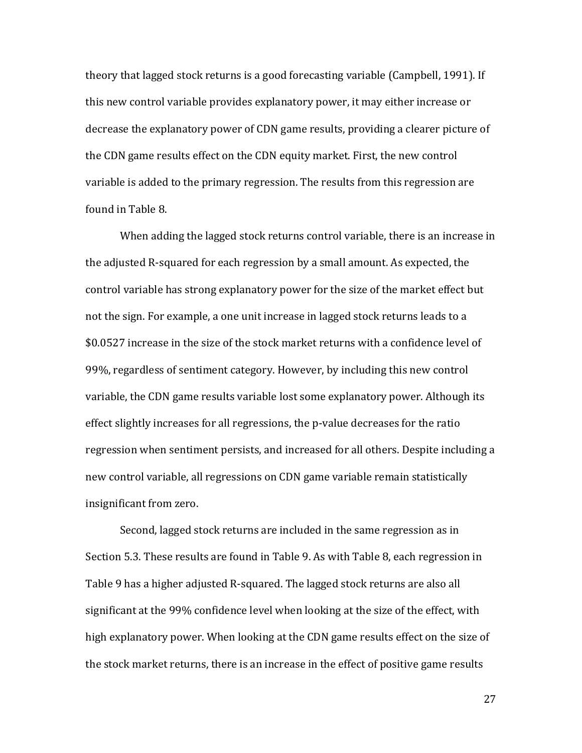theory that lagged stock returns is a good forecasting variable (Campbell, 1991). If this new control variable provides explanatory power, it may either increase or decrease the explanatory power of CDN game results, providing a clearer picture of the CDN game results effect on the CDN equity market. First, the new control variable is added to the primary regression. The results from this regression are found in Table 8.

When adding the lagged stock returns control variable, there is an increase in the adjusted R-squared for each regression by a small amount. As expected, the control variable has strong explanatory power for the size of the market effect but not the sign. For example, a one unit increase in lagged stock returns leads to a $0.0527 increase in the size of the stock market returns with a confidence level of 99%, regardless of sentiment category. However, by including this new control variable, the CDN game results variable lost some explanatory power. Although its effect slightly increases for all regressions, the p-value decreases for the ratio regression when sentiment persists, and increased for all others. Despite including a new control variable, all regressions on CDN game variable remain statistically insignificant from zero.

Second, lagged stock returns are included in the same regression as in Section 5.3. These results are found in Table 9. As with Table 8, each regression in Table 9 has a higher adjusted R-squared. The lagged stock returns are also all significant at the 99% confidence level when looking at the size of the effect, with high explanatory power. When looking at the CDN game results effect on the size of the stock market returns, there is an increase in the effect of positive game results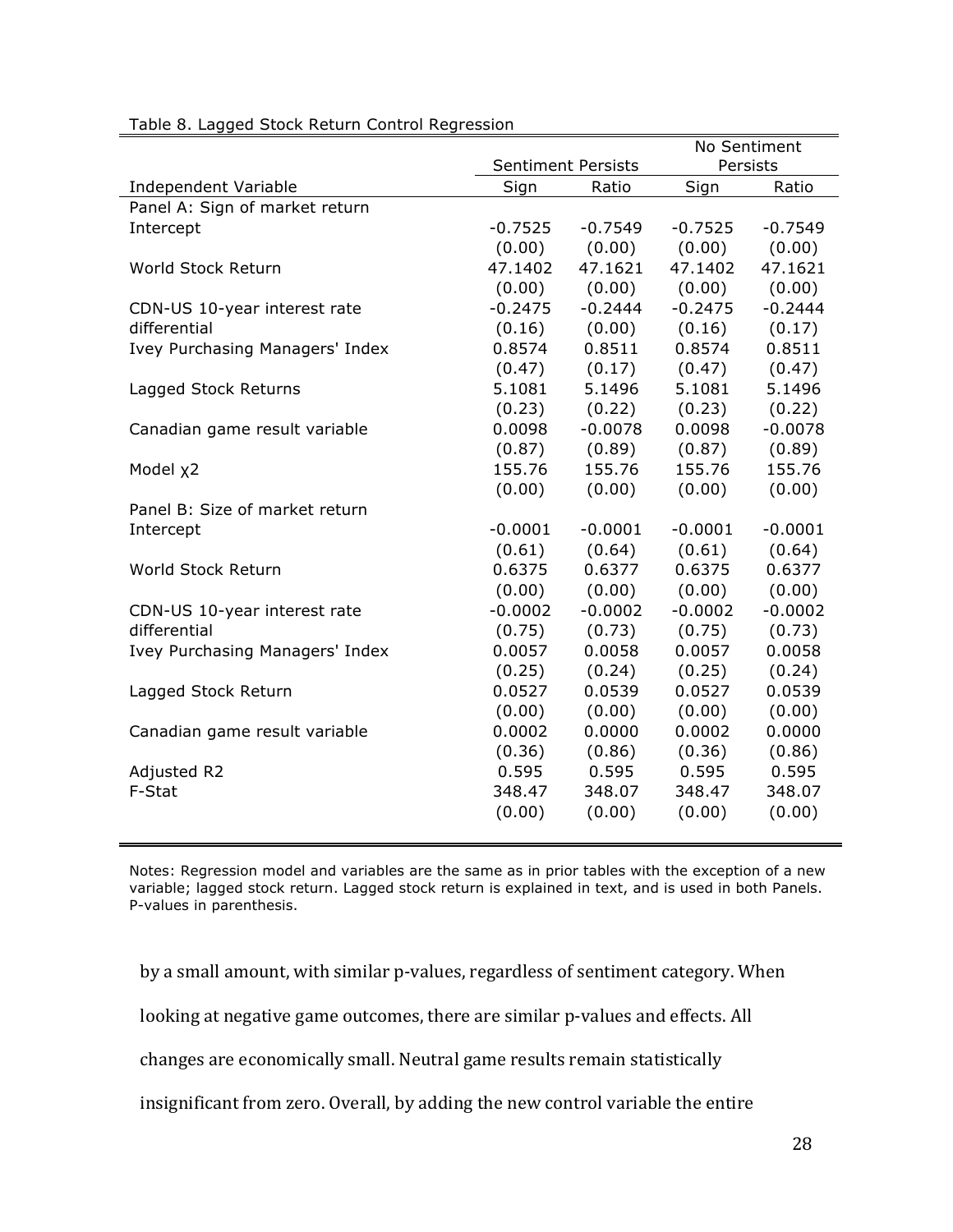Table 8. Lagged Stock Return Control Regression

| Independent Variable | Sentiment Persists | | No Sentiment Persists | |
|---|---|---|---|---|
| | Sign | Ratio | Sign | Ratio |
| Panel A: Sign of market return | | | | |
| Intercept | -0.7525 | -0.7549 | -0.7525 | -0.7549 |
| | (0.00) | (0.00) | (0.00) | (0.00) |
| World Stock Return | 47.1402 | 47.1621 | 47.1402 | 47.1621 |
| | (0.00) | (0.00) | (0.00) | (0.00) |
| CDN-US 10-year interest rate differential | -0.2475 | -0.2444 | -0.2475 | -0.2444 |
| | (0.16) | (0.00) | (0.16) | (0.17) |
| Ivey Purchasing Managers' Index | 0.8574 | 0.8511 | 0.8574 | 0.8511 |
| | (0.47) | (0.17) | (0.47) | (0.47) |
| Lagged Stock Returns | 5.1081 | 5.1496 | 5.1081 | 5.1496 |
| | (0.23) | (0.22) | (0.23) | (0.22) |
| Canadian game result variable | 0.0098 | -0.0078 | 0.0098 | -0.0078 |
| | (0.87) | (0.89) | (0.87) | (0.89) |
| Model $\chi^2$ | 155.76 | 155.76 | 155.76 | 155.76 |
| | (0.00) | (0.00) | (0.00) | (0.00) |
| Panel B: Size of market return | | | | |
| Intercept | -0.0001 | -0.0001 | -0.0001 | -0.0001 |
| | (0.61) | (0.64) | (0.61) | (0.64) |
| World Stock Return | 0.6375 | 0.6377 | 0.6375 | 0.6377 |
| | (0.00) | (0.00) | (0.00) | (0.00) |
| CDN-US 10-year interest rate differential | -0.0002 | -0.0002 | -0.0002 | -0.0002 |
| | (0.75) | (0.73) | (0.75) | (0.73) |
| Ivey Purchasing Managers' Index | 0.0057 | 0.0058 | 0.0057 | 0.0058 |
| | (0.25) | (0.24) | (0.25) | (0.24) |
| Lagged Stock Return | 0.0527 | 0.0539 | 0.0527 | 0.0539 |
| | (0.00) | (0.00) | (0.00) | (0.00) |
| Canadian game result variable | 0.0002 | 0.0000 | 0.0002 | 0.0000 |
| | (0.36) | (0.86) | (0.36) | (0.86) |
| Adjusted R2 | 0.595 | 0.595 | 0.595 | 0.595 |
| F-Stat | 348.47 | 348.07 | 348.47 | 348.07 |
| | (0.00) | (0.00) | (0.00) | (0.00) |

Notes: Regression model and variables are the same as in prior tables with the exception of a new variable; lagged stock return. Lagged stock return is explained in text, and is used in both Panels. P-values in parenthesis.

by a small amount, with similar p-values, regardless of sentiment category. When looking at negative game outcomes, there are similar p-values and effects. All changes are economically small. Neutral game results remain statistically insignificant from zero. Overall, by adding the new control variable the entire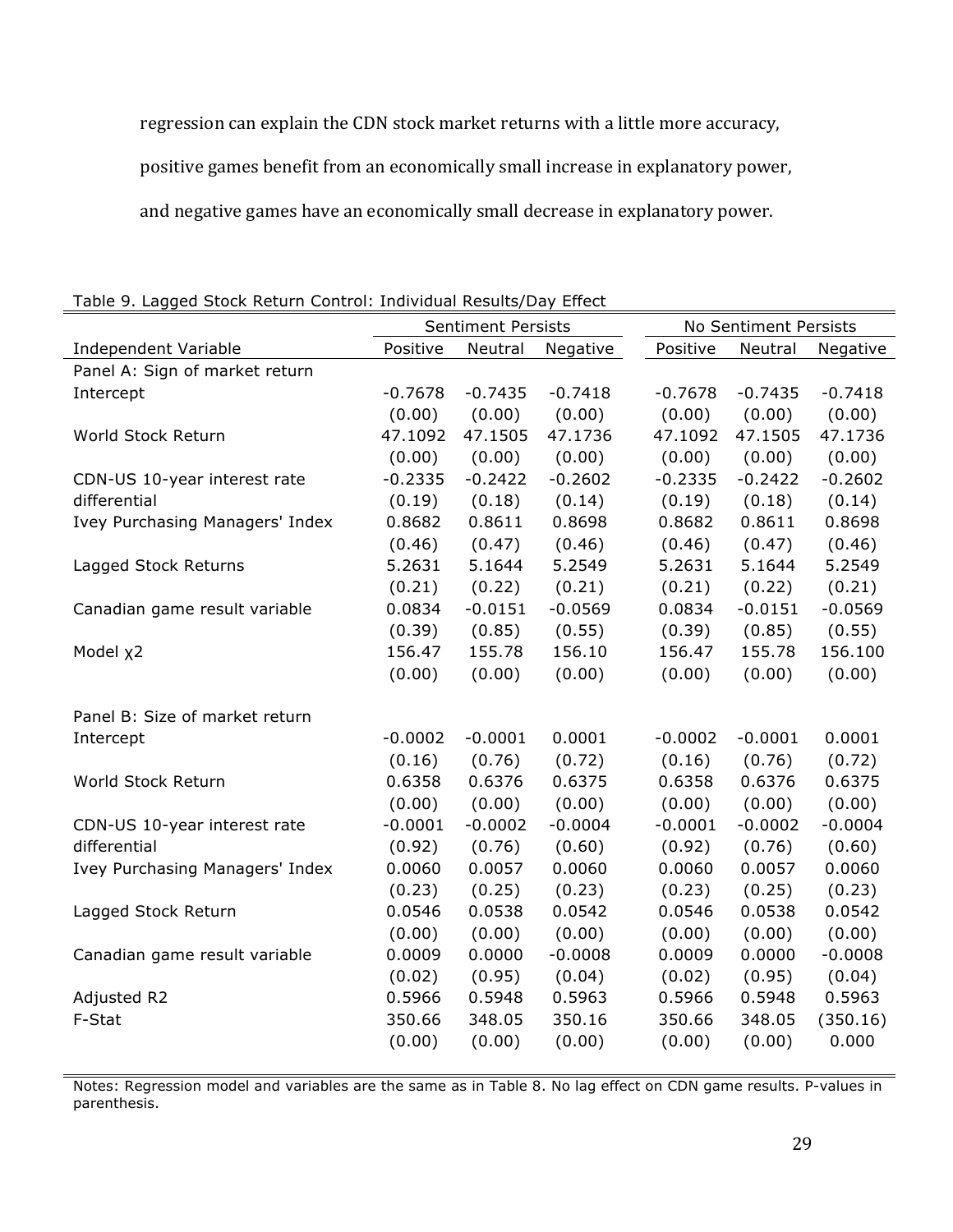regression can explain the CDN stock market returns with a little more accuracy, positive games benefit from an economically small increase in explanatory power, and negative games have an economically small decrease in explanatory power.

Table 9. Lagged Stock Return Control: Individual Results/Day Effect

| | Sentiment Persists | | | No Sentiment Persists | | |
|---|---|---|---|---|---|---|
| Independent Variable | Positive | Neutral | Negative | Positive | Neutral | Negative |
| Panel A: Sign of market return | | | | | | |
| Intercept | -0.7678 | -0.7435 | -0.7418 | -0.7678 | -0.7435 | -0.7418 |
| | (0.00) | (0.00) | (0.00) | (0.00) | (0.00) | (0.00) |
| World Stock Return | 47.1092 | 47.1505 | 47.1736 | 47.1092 | 47.1505 | 47.1736 |
| | (0.00) | (0.00) | (0.00) | (0.00) | (0.00) | (0.00) |
| CDN-US 10-year interest rate differential | -0.2335 | -0.2422 | -0.2602 | -0.2335 | -0.2422 | -0.2602 |
| | (0.19) | (0.18) | (0.14) | (0.19) | (0.18) | (0.14) |
| Ivey Purchasing Managers' Index | 0.8682 | 0.8611 | 0.8698 | 0.8682 | 0.8611 | 0.8698 |
| | (0.46) | (0.47) | (0.46) | (0.46) | (0.47) | (0.46) |
| Lagged Stock Returns | 5.2631 | 5.1644 | 5.2549 | 5.2631 | 5.1644 | 5.2549 |
| | (0.21) | (0.22) | (0.21) | (0.21) | (0.22) | (0.21) |
| Canadian game result variable | 0.0834 | -0.0151 | -0.0569 | 0.0834 | -0.0151 | -0.0569 |
| | (0.39) | (0.85) | (0.55) | (0.39) | (0.85) | (0.55) |
| Model $\chi 2$ | 156.47 | 155.78 | 156.10 | 156.47 | 155.78 | 156.100 |
| | (0.00) | (0.00) | (0.00) | (0.00) | (0.00) | (0.00) |
| Panel B: Size of market return | | | | | | |
| Intercept | -0.0002 | -0.0001 | 0.0001 | -0.0002 | -0.0001 | 0.0001 |
| | (0.16) | (0.76) | (0.72) | (0.16) | (0.76) | (0.72) |
| World Stock Return | 0.6358 | 0.6376 | 0.6375 | 0.6358 | 0.6376 | 0.6375 |
| | (0.00) | (0.00) | (0.00) | (0.00) | (0.00) | (0.00) |
| CDN-US 10-year interest rate differential | -0.0001 | -0.0002 | -0.0004 | -0.0001 | -0.0002 | -0.0004 |
| | (0.92) | (0.76) | (0.60) | (0.92) | (0.76) | (0.60) |
| Ivey Purchasing Managers' Index | 0.0060 | 0.0057 | 0.0060 | 0.0060 | 0.0057 | 0.0060 |
| | (0.23) | (0.25) | (0.23) | (0.23) | (0.25) | (0.23) |
| Lagged Stock Return | 0.0546 | 0.0538 | 0.0542 | 0.0546 | 0.0538 | 0.0542 |
| | (0.00) | (0.00) | (0.00) | (0.00) | (0.00) | (0.00) |
| Canadian game result variable | 0.0009 | 0.0000 | -0.0008 | 0.0009 | 0.0000 | -0.0008 |
| | (0.02) | (0.95) | (0.04) | (0.02) | (0.95) | (0.04) |
| Adjusted R2 | 0.5966 | 0.5948 | 0.5963 | 0.5966 | 0.5948 | 0.5963 |
| F-Stat | 350.66 | 348.05 | 350.16 | 350.66 | 348.05 | (350.16) |
| | (0.00) | (0.00) | (0.00) | (0.00) | (0.00) | 0.000 |

Notes: Regression model and variables are the same as in Table 8. No lag effect on CDN game results. P-values in parenthesis.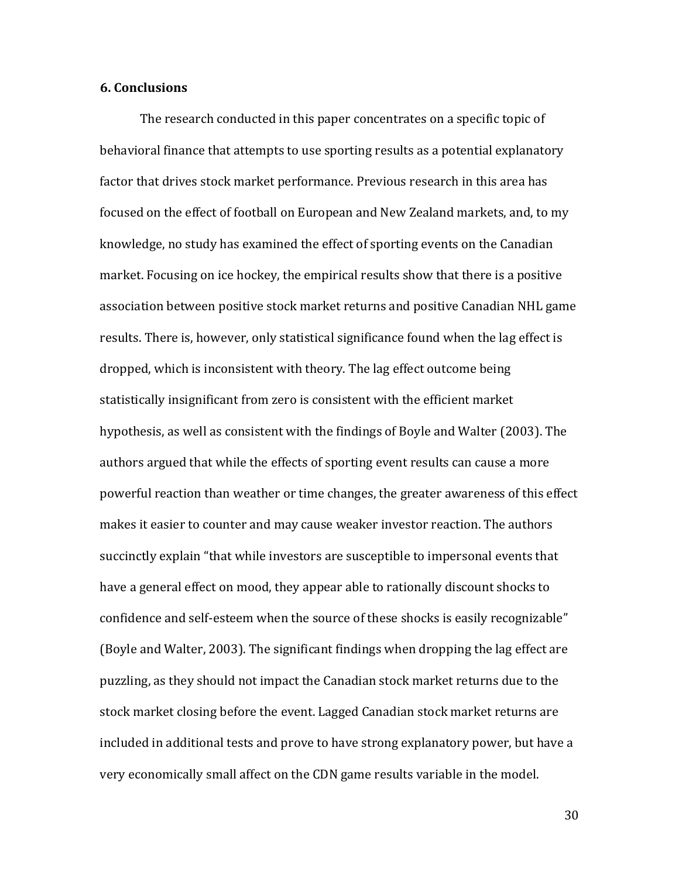## 6. Conclusions

The research conducted in this paper concentrates on a specific topic of behavioral finance that attempts to use sporting results as a potential explanatory factor that drives stock market performance. Previous research in this area has focused on the effect of football on European and New Zealand markets, and, to my knowledge, no study has examined the effect of sporting events on the Canadian market. Focusing on ice hockey, the empirical results show that there is a positive association between positive stock market returns and positive Canadian NHL game results. There is, however, only statistical significance found when the lag effect is dropped, which is inconsistent with theory. The lag effect outcome being statistically insignificant from zero is consistent with the efficient market hypothesis, as well as consistent with the findings of Boyle and Walter (2003). The authors argued that while the effects of sporting event results can cause a more powerful reaction than weather or time changes, the greater awareness of this effect makes it easier to counter and may cause weaker investor reaction. The authors succinctly explain "that while investors are susceptible to impersonal events that have a general effect on mood, they appear able to rationally discount shocks to confidence and self-esteem when the source of these shocks is easily recognizable" (Boyle and Walter, 2003). The significant findings when dropping the lag effect are puzzling, as they should not impact the Canadian stock market returns due to the stock market closing before the event. Lagged Canadian stock market returns are included in additional tests and prove to have strong explanatory power, but have a very economically small affect on the CDN game results variable in the model.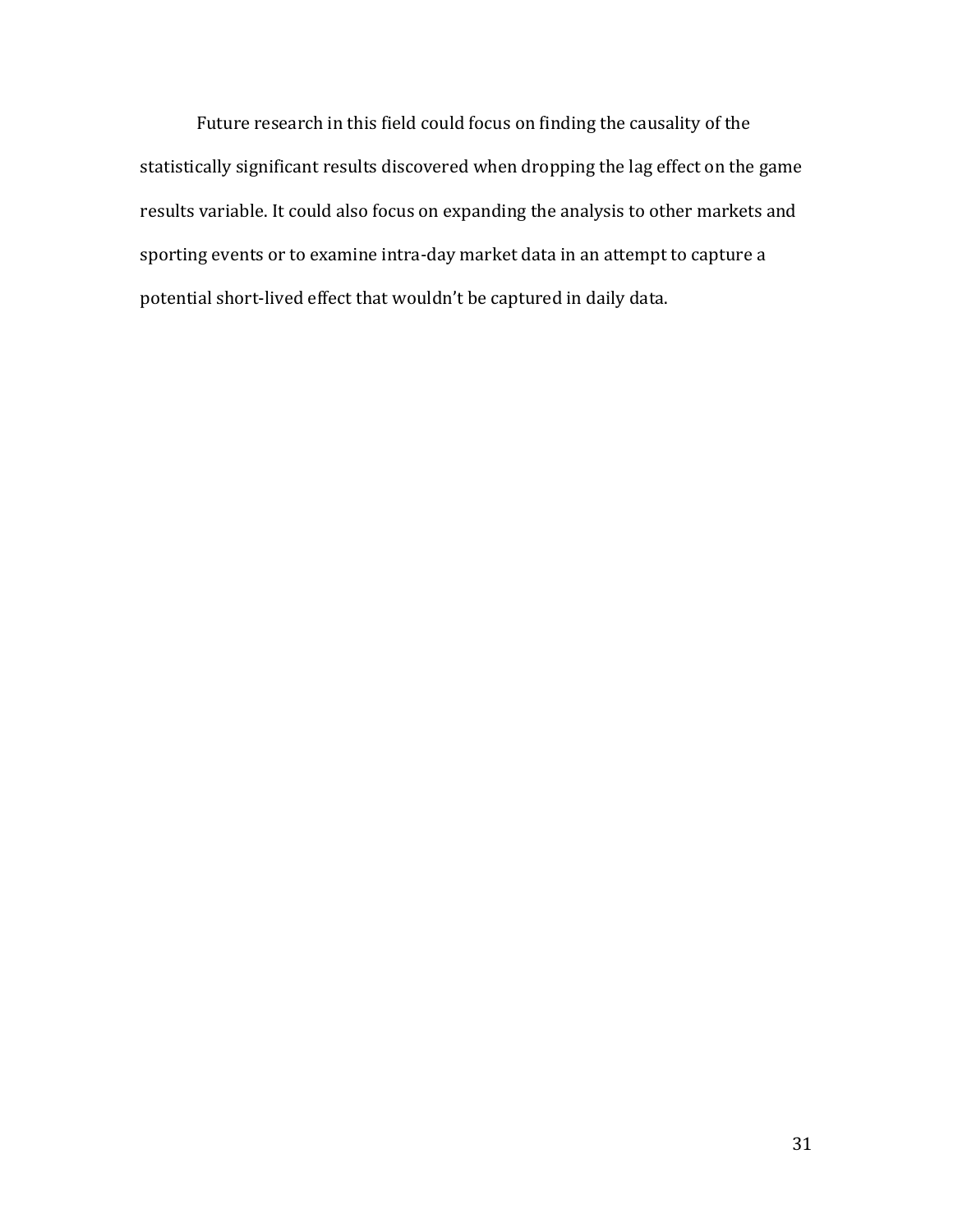Future research in this field could focus on finding the causality of the statistically significant results discovered when dropping the lag effect on the game results variable. It could also focus on expanding the analysis to other markets and sporting events or to examine intra-day market data in an attempt to capture a potential short-lived effect that wouldn't be captured in daily data.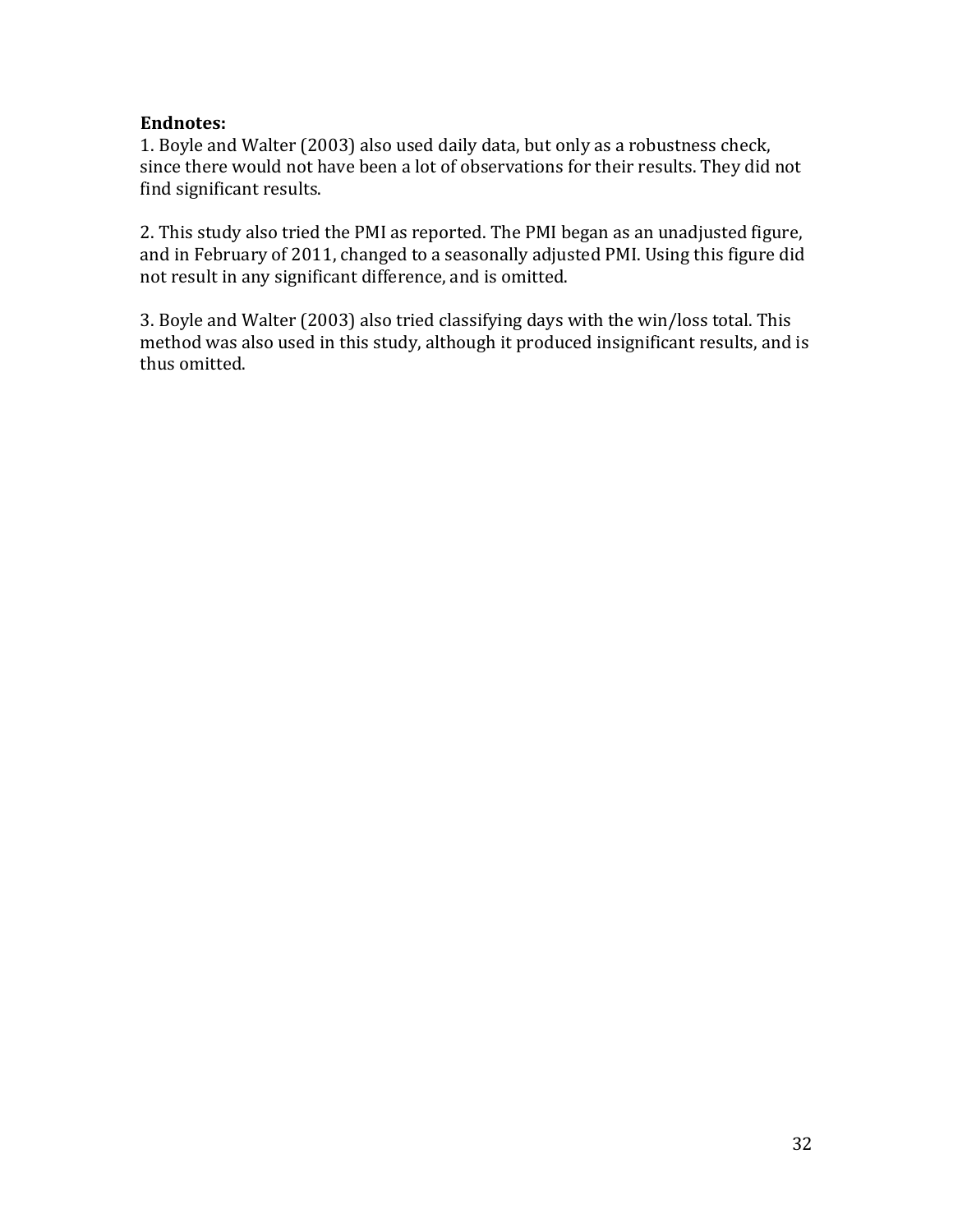**Endnotes:**

1. Boyle and Walter (2003) also used daily data, but only as a robustness check, since there would not have been a lot of observations for their results. They did not find significant results.

2. This study also tried the PMI as reported. The PMI began as an unadjusted figure, and in February of 2011, changed to a seasonally adjusted PMI. Using this figure did not result in any significant difference, and is omitted.

3. Boyle and Walter (2003) also tried classifying days with the win/loss total. This method was also used in this study, although it produced insignificant results, and is thus omitted.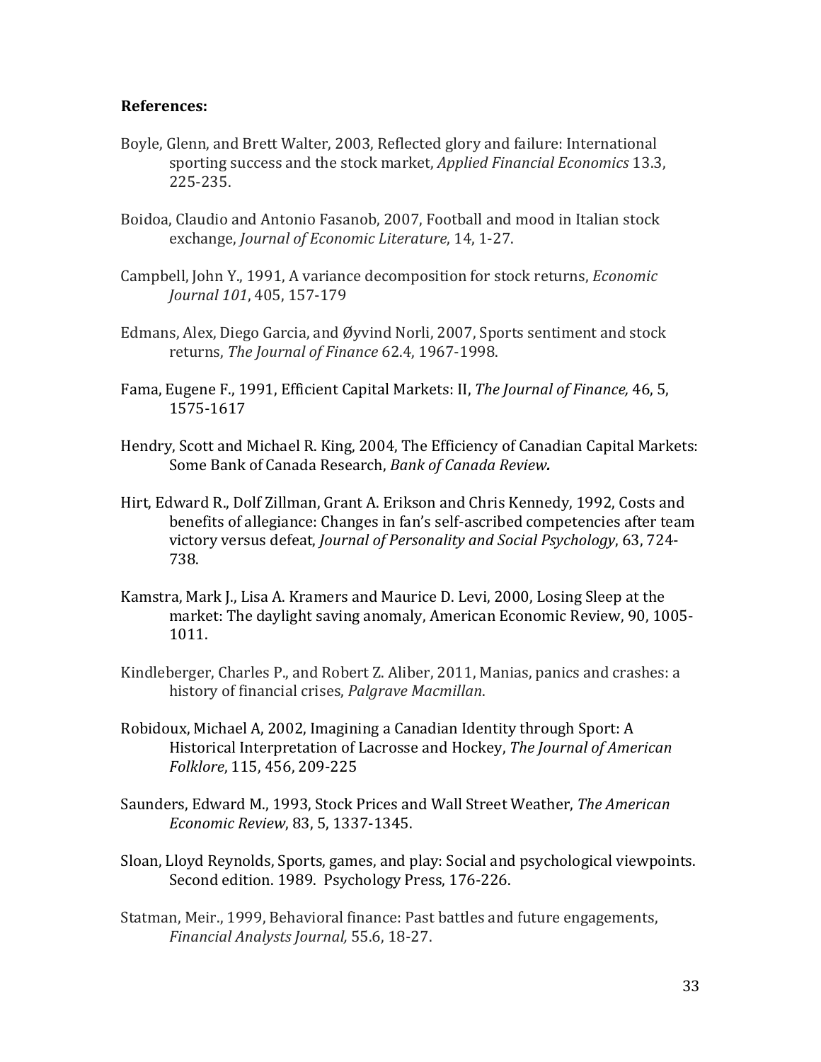**References:**

Boyle, Glenn, and Brett Walter, 2003, Reflected glory and failure: International sporting success and the stock market, *Applied Financial Economics* 13.3, 225-235.

Boidoa, Claudio and Antonio Fasanob, 2007, Football and mood in Italian stock exchange, *Journal of Economic Literature*, 14, 1-27.

Campbell, John Y., 1991, A variance decomposition for stock returns, *Economic Journal 101*, 405, 157-179

Edmans, Alex, Diego Garcia, and Øyvind Norli, 2007, Sports sentiment and stock returns, *The Journal of Finance* 62.4, 1967-1998.

Fama, Eugene F., 1991, Efficient Capital Markets: II, *The Journal of Finance,* 46, 5, 1575-1617

Hendry, Scott and Michael R. King, 2004, The Efficiency of Canadian Capital Markets: Some Bank of Canada Research, *Bank of Canada Review***.**

Hirt, Edward R., Dolf Zillman, Grant A. Erikson and Chris Kennedy, 1992, Costs and benefits of allegiance: Changes in fan's self-ascribed competencies after team victory versus defeat, *Journal of Personality and Social Psychology*, 63, 724-738.

Kamstra, Mark J., Lisa A. Kramers and Maurice D. Levi, 2000, Losing Sleep at the market: The daylight saving anomaly, American Economic Review, 90, 1005-1011.

Kindleberger, Charles P., and Robert Z. Aliber, 2011, Manias, panics and crashes: a history of financial crises, *Palgrave Macmillan*.

Robidoux, Michael A, 2002, Imagining a Canadian Identity through Sport: A Historical Interpretation of Lacrosse and Hockey, *The Journal of American Folklore*, 115, 456, 209-225

Saunders, Edward M., 1993, Stock Prices and Wall Street Weather, *The American Economic Review*, 83, 5, 1337-1345.

Sloan, Lloyd Reynolds, Sports, games, and play: Social and psychological viewpoints. Second edition. 1989. Psychology Press, 176-226.

Statman, Meir., 1999, Behavioral finance: Past battles and future engagements, *Financial Analysts Journal,* 55.6, 18-27.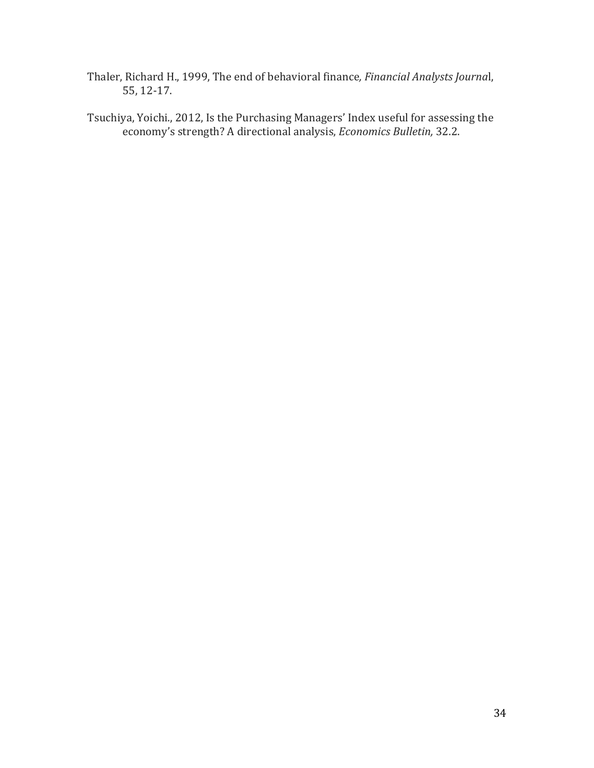Thaler, Richard H., 1999, The end of behavioral finance*, Financial Analysts Journa*l, 55, 12-17.

Tsuchiya, Yoichi., 2012, Is the Purchasing Managers' Index useful for assessing the economy's strength? A directional analysis, *Economics Bulletin,* 32.2.